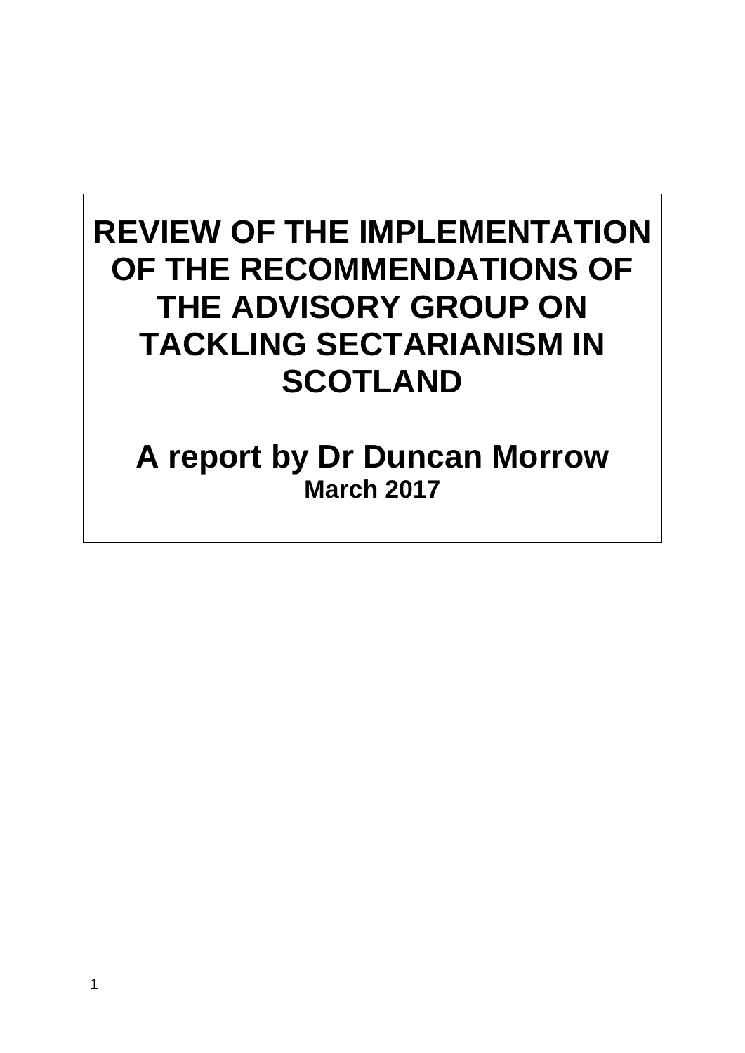# REVIEW OF THE IMPLEMENTATION OF THE RECOMMENDATIONS OF THE ADVISORY GROUP ON TACKLING SECTARIANISM IN SCOTLAND

## A report by Dr Duncan Morrow

**March 2017**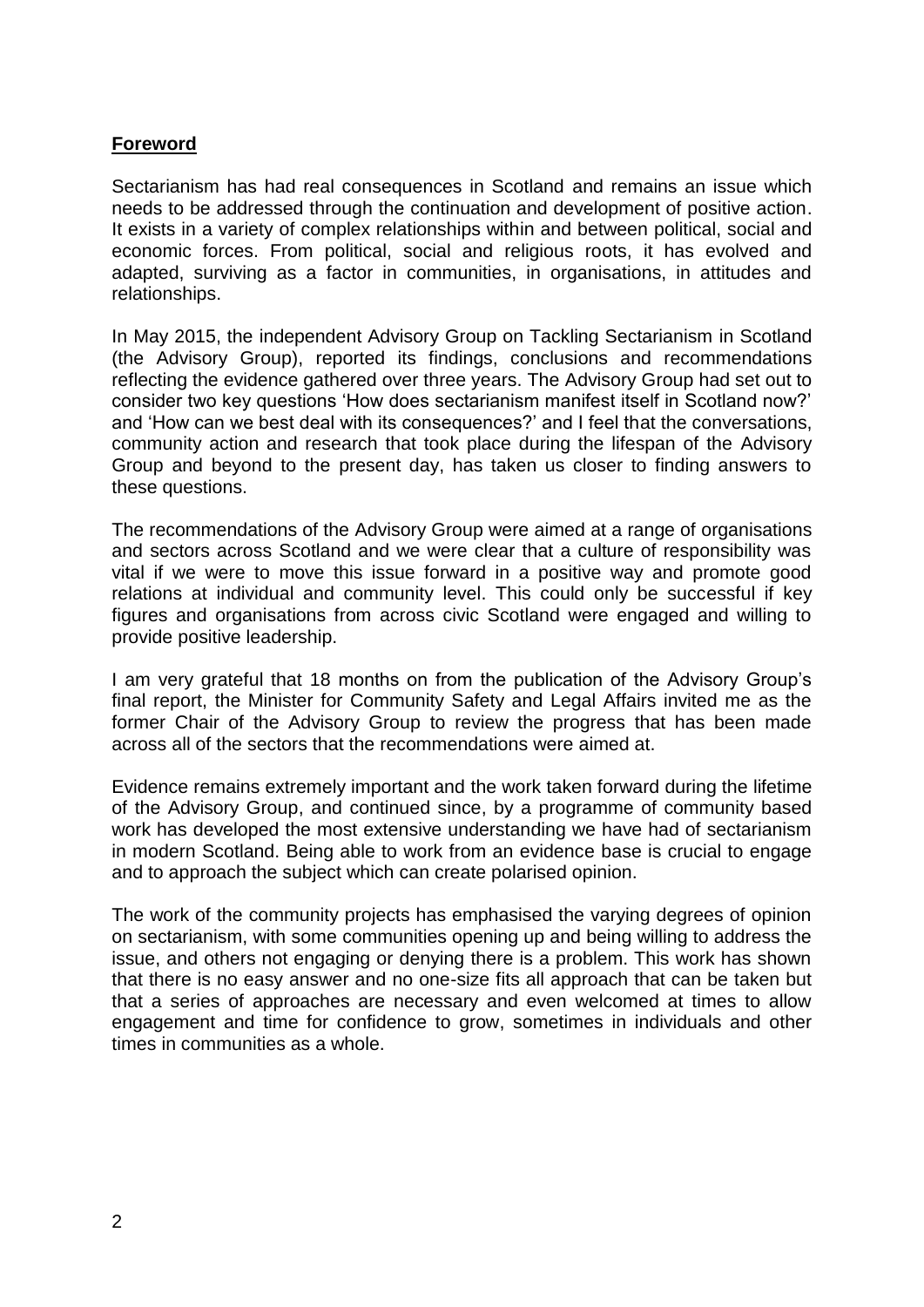## **Foreword**

Sectarianism has had real consequences in Scotland and remains an issue which needs to be addressed through the continuation and development of positive action. It exists in a variety of complex relationships within and between political, social and economic forces. From political, social and religious roots, it has evolved and adapted, surviving as a factor in communities, in organisations, in attitudes and relationships.

In May 2015, the independent Advisory Group on Tackling Sectarianism in Scotland (the Advisory Group), reported its findings, conclusions and recommendations reflecting the evidence gathered over three years. The Advisory Group had set out to consider two key questions 'How does sectarianism manifest itself in Scotland now?' and 'How can we best deal with its consequences?' and I feel that the conversations, community action and research that took place during the lifespan of the Advisory Group and beyond to the present day, has taken us closer to finding answers to these questions.

The recommendations of the Advisory Group were aimed at a range of organisations and sectors across Scotland and we were clear that a culture of responsibility was vital if we were to move this issue forward in a positive way and promote good relations at individual and community level. This could only be successful if key figures and organisations from across civic Scotland were engaged and willing to provide positive leadership.

I am very grateful that 18 months on from the publication of the Advisory Group's final report, the Minister for Community Safety and Legal Affairs invited me as the former Chair of the Advisory Group to review the progress that has been made across all of the sectors that the recommendations were aimed at.

Evidence remains extremely important and the work taken forward during the lifetime of the Advisory Group, and continued since, by a programme of community based work has developed the most extensive understanding we have had of sectarianism in modern Scotland. Being able to work from an evidence base is crucial to engage and to approach the subject which can create polarised opinion.

The work of the community projects has emphasised the varying degrees of opinion on sectarianism, with some communities opening up and being willing to address the issue, and others not engaging or denying there is a problem. This work has shown that there is no easy answer and no one-size fits all approach that can be taken but that a series of approaches are necessary and even welcomed at times to allow engagement and time for confidence to grow, sometimes in individuals and other times in communities as a whole.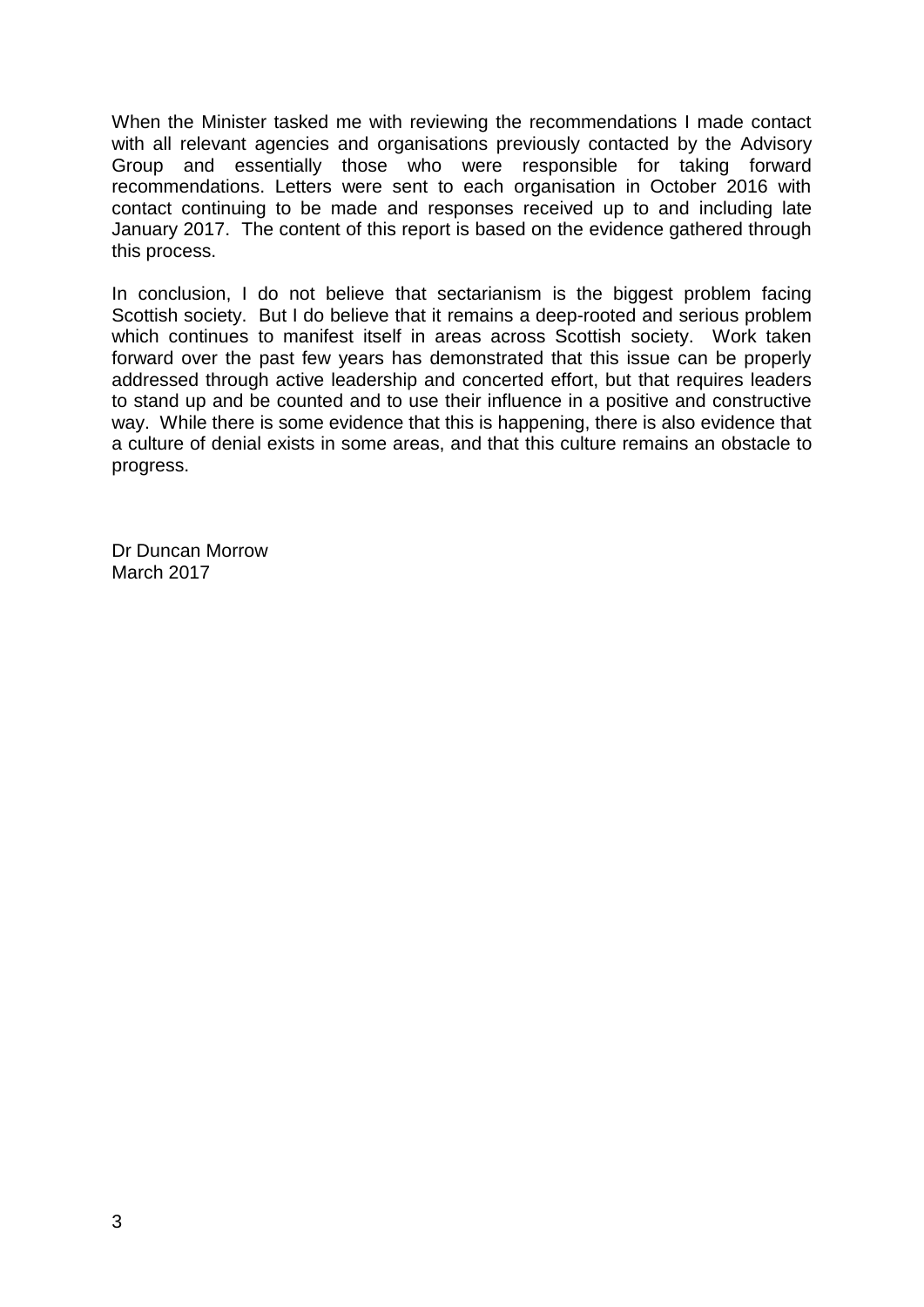When the Minister tasked me with reviewing the recommendations I made contact with all relevant agencies and organisations previously contacted by the Advisory Group and essentially those who were responsible for taking forward recommendations. Letters were sent to each organisation in October 2016 with contact continuing to be made and responses received up to and including late January 2017. The content of this report is based on the evidence gathered through this process.

In conclusion, I do not believe that sectarianism is the biggest problem facing Scottish society. But I do believe that it remains a deep-rooted and serious problem which continues to manifest itself in areas across Scottish society. Work taken forward over the past few years has demonstrated that this issue can be properly addressed through active leadership and concerted effort, but that requires leaders to stand up and be counted and to use their influence in a positive and constructive way. While there is some evidence that this is happening, there is also evidence that a culture of denial exists in some areas, and that this culture remains an obstacle to progress.

Dr Duncan Morrow
March 2017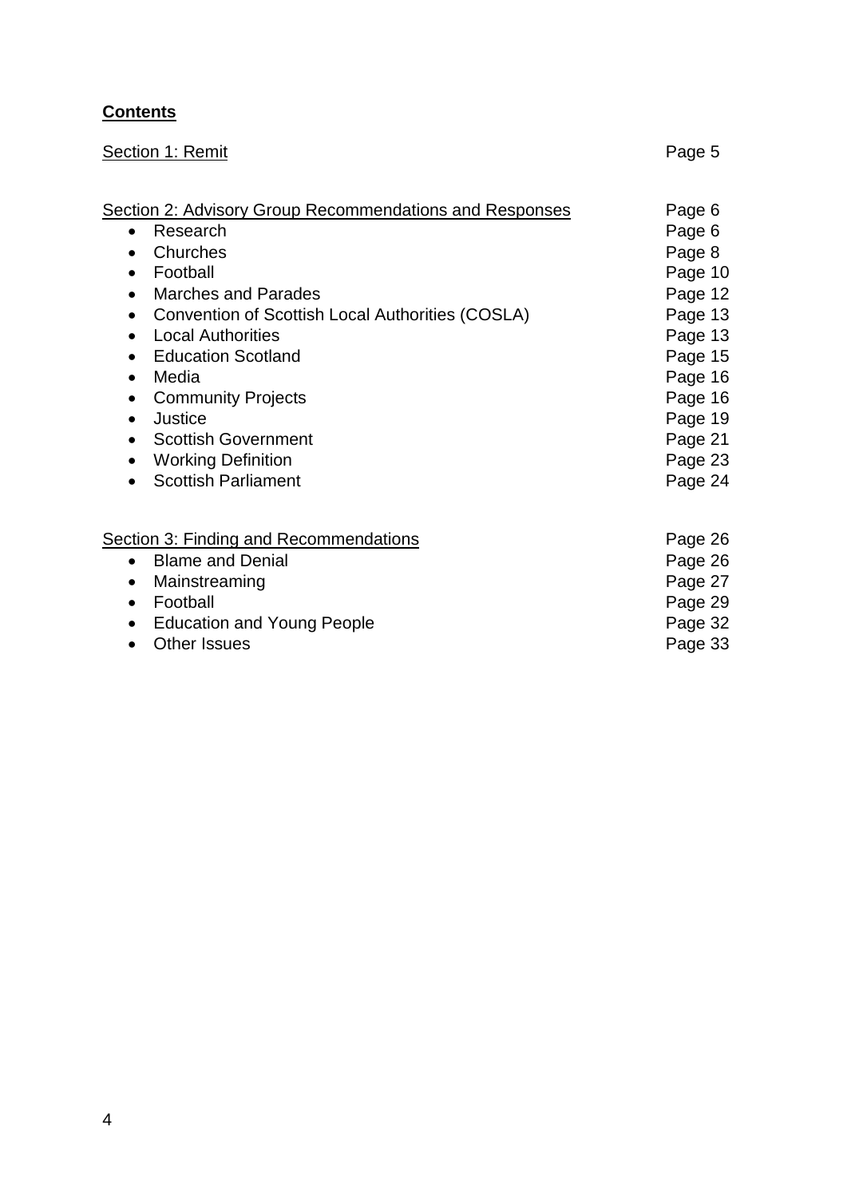**Contents**

| | |
|---|---|
| Section 1: Remit | Page 5 |
| | |
| Section 2: Advisory Group Recommendations and Responses | Page 6 |
| • Research | Page 6 |
| • Churches | Page 8 |
| • Football | Page 10 |
| • Marches and Parades | Page 12 |
| • Convention of Scottish Local Authorities (COSLA) | Page 13 |
| • Local Authorities | Page 13 |
| • Education Scotland | Page 15 |
| • Media | Page 16 |
| • Community Projects | Page 16 |
| • Justice | Page 19 |
| • Scottish Government | Page 21 |
| • Working Definition | Page 23 |
| • Scottish Parliament | Page 24 |
| | |
| Section 3: Finding and Recommendations | Page 26 |
| • Blame and Denial | Page 26 |
| • Mainstreaming | Page 27 |
| • Football | Page 29 |
| • Education and Young People | Page 32 |
| • Other Issues | Page 33 |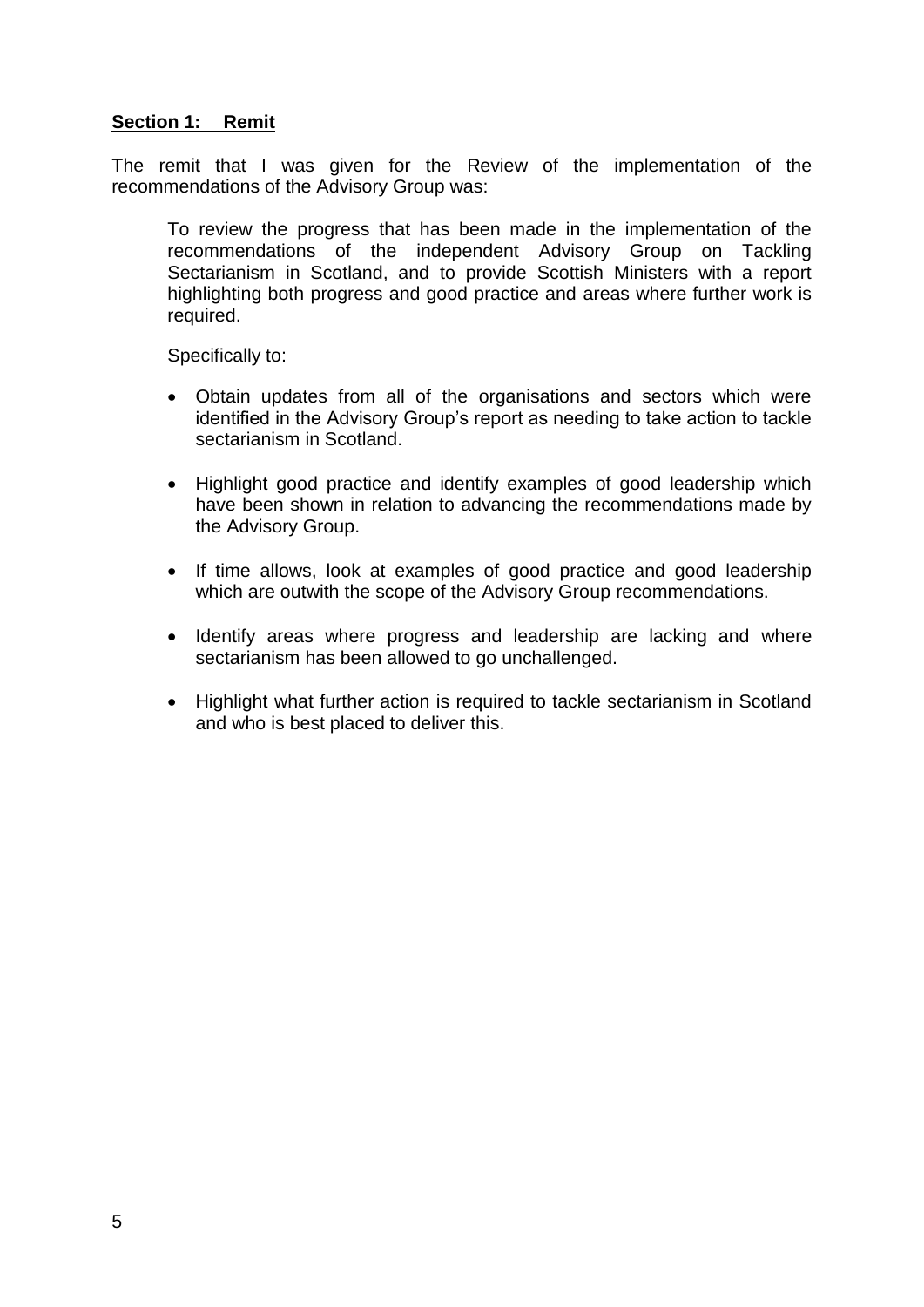## Section 1: Remit

The remit that I was given for the Review of the implementation of the recommendations of the Advisory Group was:

> To review the progress that has been made in the implementation of the recommendations of the independent Advisory Group on Tackling Sectarianism in Scotland, and to provide Scottish Ministers with a report highlighting both progress and good practice and areas where further work is required.
>
> Specifically to:
>
> - Obtain updates from all of the organisations and sectors which were identified in the Advisory Group's report as needing to take action to tackle sectarianism in Scotland.
> - Highlight good practice and identify examples of good leadership which have been shown in relation to advancing the recommendations made by the Advisory Group.
> - If time allows, look at examples of good practice and good leadership which are outwith the scope of the Advisory Group recommendations.
> - Identify areas where progress and leadership are lacking and where sectarianism has been allowed to go unchallenged.
> - Highlight what further action is required to tackle sectarianism in Scotland and who is best placed to deliver this.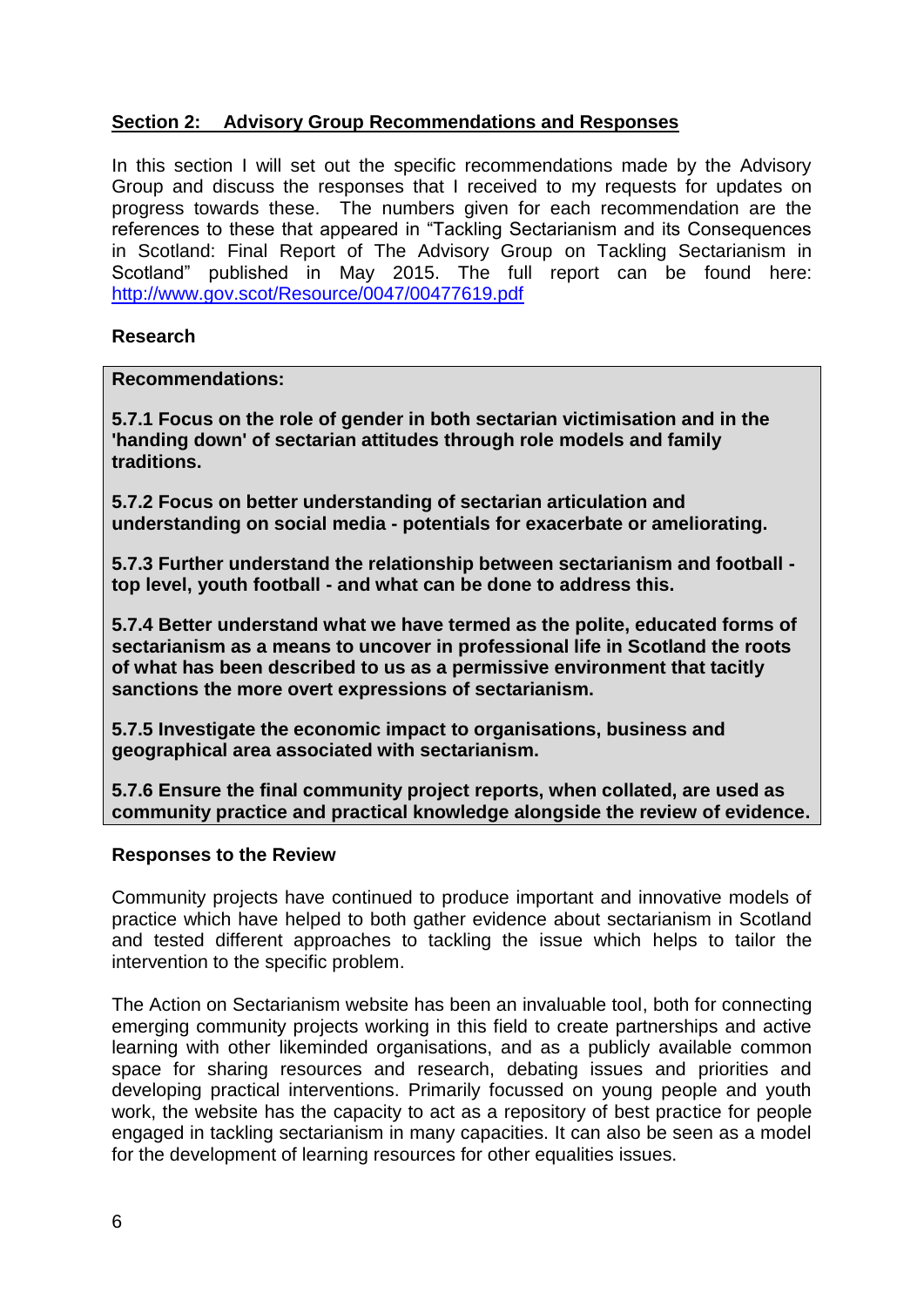## Section 2: Advisory Group Recommendations and Responses

In this section I will set out the specific recommendations made by the Advisory Group and discuss the responses that I received to my requests for updates on progress towards these. The numbers given for each recommendation are the references to these that appeared in "Tackling Sectarianism and its Consequences in Scotland: Final Report of The Advisory Group on Tackling Sectarianism in Scotland" published in May 2015. The full report can be found here: http://www.gov.scot/Resource/0047/00477619.pdf

### Research

**Recommendations:**

**5.7.1 Focus on the role of gender in both sectarian victimisation and in the 'handing down' of sectarian attitudes through role models and family traditions.**

**5.7.2 Focus on better understanding of sectarian articulation and understanding on social media - potentials for exacerbate or ameliorating.**

**5.7.3 Further understand the relationship between sectarianism and football - top level, youth football - and what can be done to address this.**

**5.7.4 Better understand what we have termed as the polite, educated forms of sectarianism as a means to uncover in professional life in Scotland the roots of what has been described to us as a permissive environment that tacitly sanctions the more overt expressions of sectarianism.**

**5.7.5 Investigate the economic impact to organisations, business and geographical area associated with sectarianism.**

**5.7.6 Ensure the final community project reports, when collated, are used as community practice and practical knowledge alongside the review of evidence.**

### Responses to the Review

Community projects have continued to produce important and innovative models of practice which have helped to both gather evidence about sectarianism in Scotland and tested different approaches to tackling the issue which helps to tailor the intervention to the specific problem.

The Action on Sectarianism website has been an invaluable tool, both for connecting emerging community projects working in this field to create partnerships and active learning with other likeminded organisations, and as a publicly available common space for sharing resources and research, debating issues and priorities and developing practical interventions. Primarily focussed on young people and youth work, the website has the capacity to act as a repository of best practice for people engaged in tackling sectarianism in many capacities. It can also be seen as a model for the development of learning resources for other equalities issues.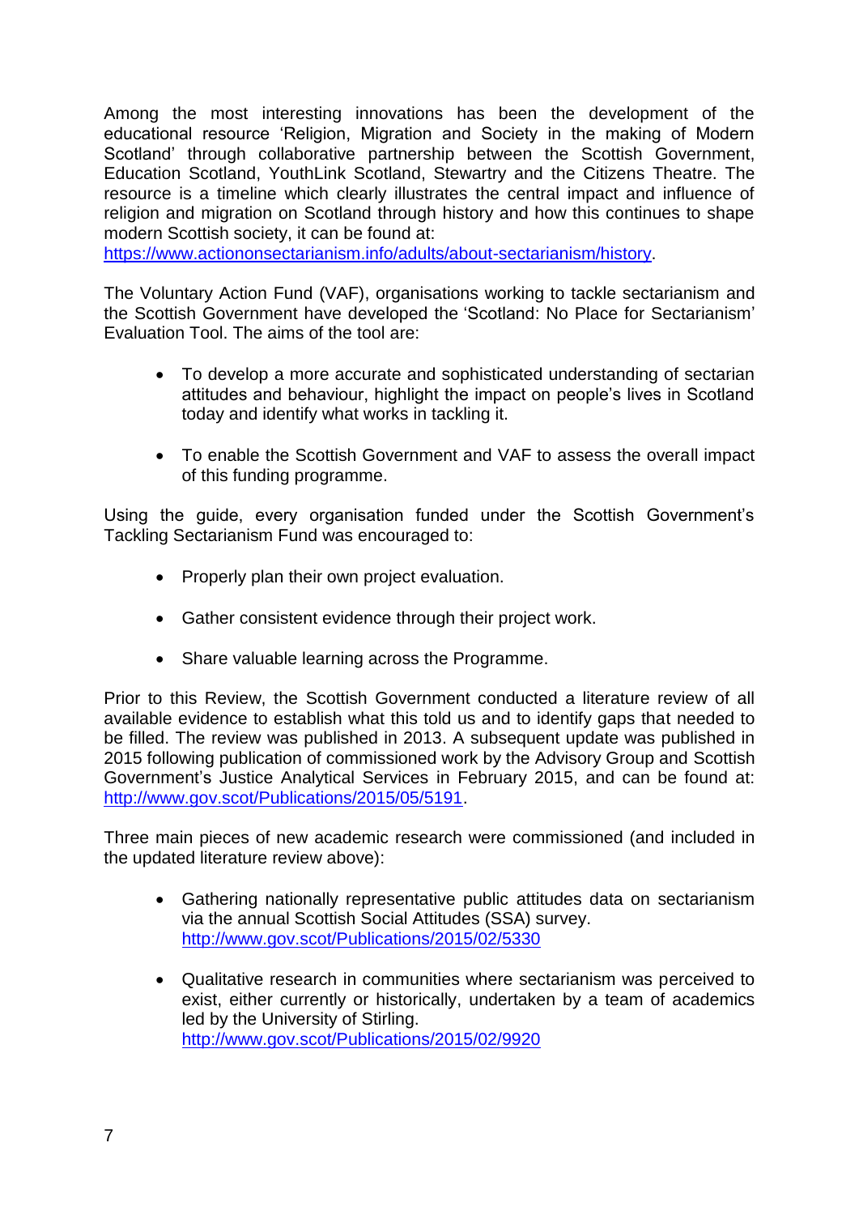Among the most interesting innovations has been the development of the educational resource 'Religion, Migration and Society in the making of Modern Scotland' through collaborative partnership between the Scottish Government, Education Scotland, YouthLink Scotland, Stewartry and the Citizens Theatre. The resource is a timeline which clearly illustrates the central impact and influence of religion and migration on Scotland through history and how this continues to shape modern Scottish society, it can be found at: https://www.actiononsectarianism.info/adults/about-sectarianism/history.

The Voluntary Action Fund (VAF), organisations working to tackle sectarianism and the Scottish Government have developed the 'Scotland: No Place for Sectarianism' Evaluation Tool. The aims of the tool are:

- To develop a more accurate and sophisticated understanding of sectarian attitudes and behaviour, highlight the impact on people's lives in Scotland today and identify what works in tackling it.
- To enable the Scottish Government and VAF to assess the overall impact of this funding programme.

Using the guide, every organisation funded under the Scottish Government's Tackling Sectarianism Fund was encouraged to:

- Properly plan their own project evaluation.
- Gather consistent evidence through their project work.
- Share valuable learning across the Programme.

Prior to this Review, the Scottish Government conducted a literature review of all available evidence to establish what this told us and to identify gaps that needed to be filled. The review was published in 2013. A subsequent update was published in 2015 following publication of commissioned work by the Advisory Group and Scottish Government's Justice Analytical Services in February 2015, and can be found at: http://www.gov.scot/Publications/2015/05/5191.

Three main pieces of new academic research were commissioned (and included in the updated literature review above):

- Gathering nationally representative public attitudes data on sectarianism via the annual Scottish Social Attitudes (SSA) survey. http://www.gov.scot/Publications/2015/02/5330
- Qualitative research in communities where sectarianism was perceived to exist, either currently or historically, undertaken by a team of academics led by the University of Stirling. http://www.gov.scot/Publications/2015/02/9920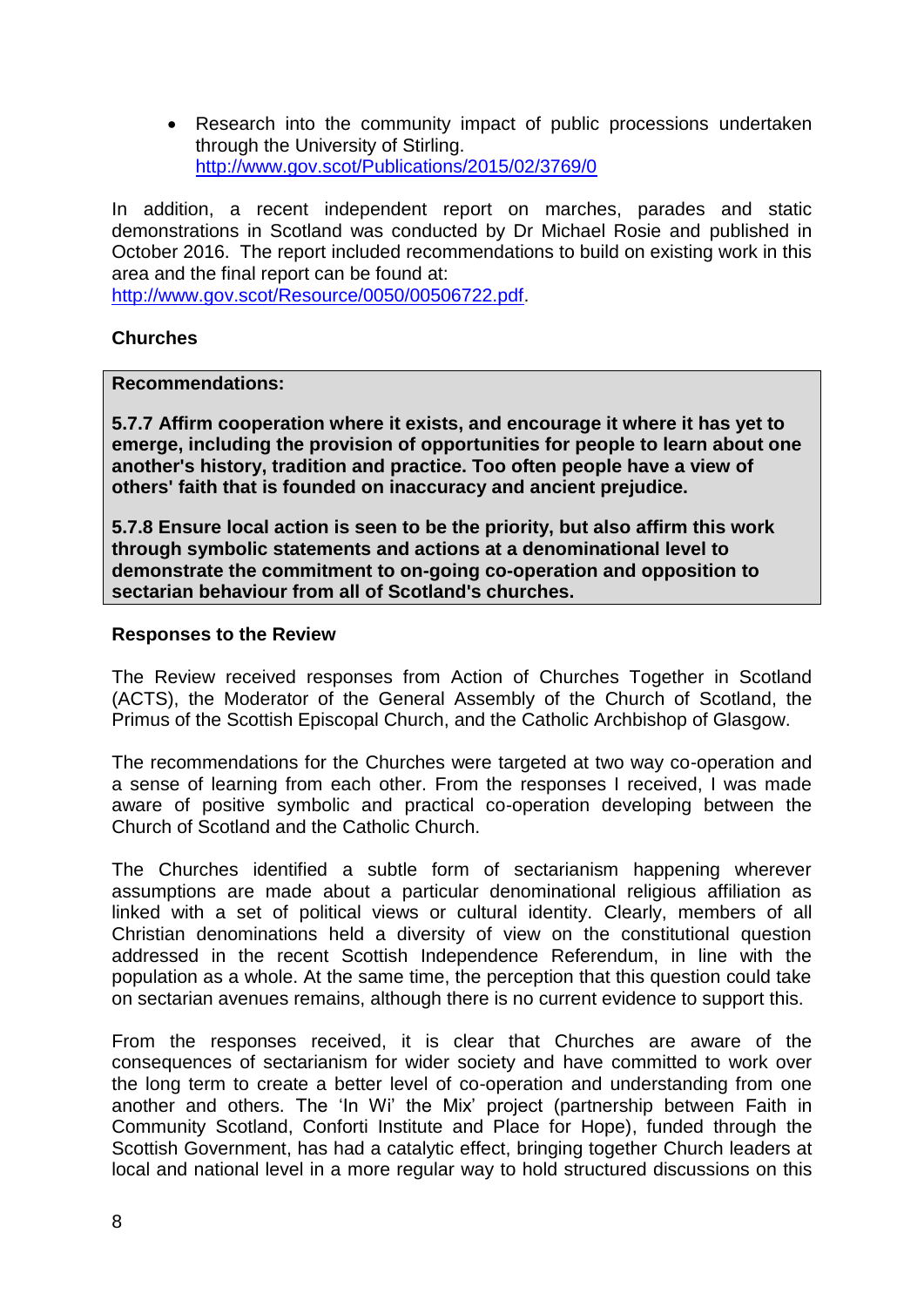- Research into the community impact of public processions undertaken through the University of Stirling. [http://www.gov.scot/Publications/2015/02/3769/0](http://www.gov.scot/Publications/2015/02/3769/0)

In addition, a recent independent report on marches, parades and static demonstrations in Scotland was conducted by Dr Michael Rosie and published in October 2016. The report included recommendations to build on existing work in this area and the final report can be found at: [http://www.gov.scot/Resource/0050/00506722.pdf](http://www.gov.scot/Resource/0050/00506722.pdf).

**Churches**

**Recommendations:**

**5.7.7 Affirm cooperation where it exists, and encourage it where it has yet to emerge, including the provision of opportunities for people to learn about one another's history, tradition and practice. Too often people have a view of others' faith that is founded on inaccuracy and ancient prejudice.**

**5.7.8 Ensure local action is seen to be the priority, but also affirm this work through symbolic statements and actions at a denominational level to demonstrate the commitment to on-going co-operation and opposition to sectarian behaviour from all of Scotland's churches.**

**Responses to the Review**

The Review received responses from Action of Churches Together in Scotland (ACTS), the Moderator of the General Assembly of the Church of Scotland, the Primus of the Scottish Episcopal Church, and the Catholic Archbishop of Glasgow.

The recommendations for the Churches were targeted at two way co-operation and a sense of learning from each other. From the responses I received, I was made aware of positive symbolic and practical co-operation developing between the Church of Scotland and the Catholic Church.

The Churches identified a subtle form of sectarianism happening wherever assumptions are made about a particular denominational religious affiliation as linked with a set of political views or cultural identity. Clearly, members of all Christian denominations held a diversity of view on the constitutional question addressed in the recent Scottish Independence Referendum, in line with the population as a whole. At the same time, the perception that this question could take on sectarian avenues remains, although there is no current evidence to support this.

From the responses received, it is clear that Churches are aware of the consequences of sectarianism for wider society and have committed to work over the long term to create a better level of co-operation and understanding from one another and others. The 'In Wi' the Mix' project (partnership between Faith in Community Scotland, Conforti Institute and Place for Hope), funded through the Scottish Government, has had a catalytic effect, bringing together Church leaders at local and national level in a more regular way to hold structured discussions on this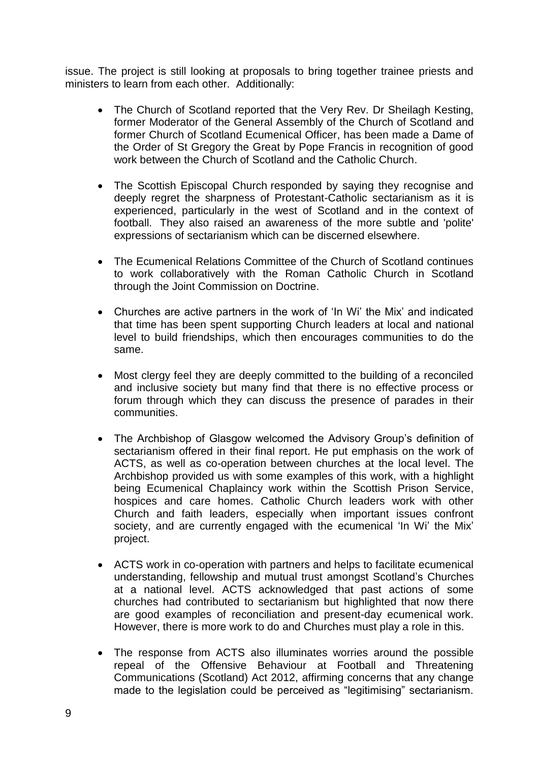issue. The project is still looking at proposals to bring together trainee priests and ministers to learn from each other. Additionally:

- The Church of Scotland reported that the Very Rev. Dr Sheilagh Kesting, former Moderator of the General Assembly of the Church of Scotland and former Church of Scotland Ecumenical Officer, has been made a Dame of the Order of St Gregory the Great by Pope Francis in recognition of good work between the Church of Scotland and the Catholic Church.

- The Scottish Episcopal Church responded by saying they recognise and deeply regret the sharpness of Protestant-Catholic sectarianism as it is experienced, particularly in the west of Scotland and in the context of football. They also raised an awareness of the more subtle and 'polite' expressions of sectarianism which can be discerned elsewhere.

- The Ecumenical Relations Committee of the Church of Scotland continues to work collaboratively with the Roman Catholic Church in Scotland through the Joint Commission on Doctrine.

- Churches are active partners in the work of 'In Wi' the Mix' and indicated that time has been spent supporting Church leaders at local and national level to build friendships, which then encourages communities to do the same.

- Most clergy feel they are deeply committed to the building of a reconciled and inclusive society but many find that there is no effective process or forum through which they can discuss the presence of parades in their communities.

- The Archbishop of Glasgow welcomed the Advisory Group's definition of sectarianism offered in their final report. He put emphasis on the work of ACTS, as well as co-operation between churches at the local level. The Archbishop provided us with some examples of this work, with a highlight being Ecumenical Chaplaincy work within the Scottish Prison Service, hospices and care homes. Catholic Church leaders work with other Church and faith leaders, especially when important issues confront society, and are currently engaged with the ecumenical 'In Wi' the Mix' project.

- ACTS work in co-operation with partners and helps to facilitate ecumenical understanding, fellowship and mutual trust amongst Scotland's Churches at a national level. ACTS acknowledged that past actions of some churches had contributed to sectarianism but highlighted that now there are good examples of reconciliation and present-day ecumenical work. However, there is more work to do and Churches must play a role in this.

- The response from ACTS also illuminates worries around the possible repeal of the Offensive Behaviour at Football and Threatening Communications (Scotland) Act 2012, affirming concerns that any change made to the legislation could be perceived as "legitimising" sectarianism.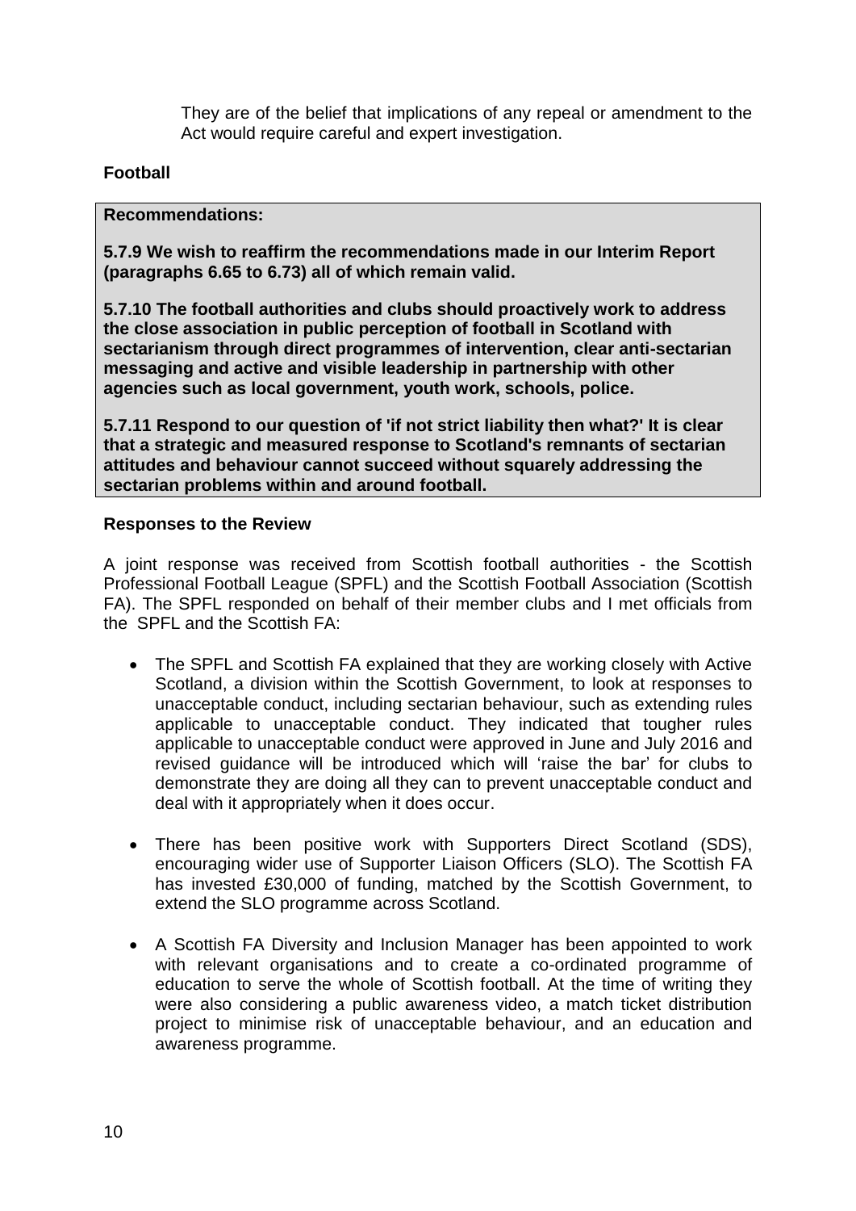They are of the belief that implications of any repeal or amendment to the Act would require careful and expert investigation.

**Football**

**Recommendations:**

**5.7.9 We wish to reaffirm the recommendations made in our Interim Report (paragraphs 6.65 to 6.73) all of which remain valid.**

**5.7.10 The football authorities and clubs should proactively work to address the close association in public perception of football in Scotland with sectarianism through direct programmes of intervention, clear anti-sectarian messaging and active and visible leadership in partnership with other agencies such as local government, youth work, schools, police.**

**5.7.11 Respond to our question of 'if not strict liability then what?' It is clear that a strategic and measured response to Scotland's remnants of sectarian attitudes and behaviour cannot succeed without squarely addressing the sectarian problems within and around football.**

**Responses to the Review**

A joint response was received from Scottish football authorities - the Scottish Professional Football League (SPFL) and the Scottish Football Association (Scottish FA). The SPFL responded on behalf of their member clubs and I met officials from the SPFL and the Scottish FA:

- The SPFL and Scottish FA explained that they are working closely with Active Scotland, a division within the Scottish Government, to look at responses to unacceptable conduct, including sectarian behaviour, such as extending rules applicable to unacceptable conduct. They indicated that tougher rules applicable to unacceptable conduct were approved in June and July 2016 and revised guidance will be introduced which will 'raise the bar' for clubs to demonstrate they are doing all they can to prevent unacceptable conduct and deal with it appropriately when it does occur.

- There has been positive work with Supporters Direct Scotland (SDS), encouraging wider use of Supporter Liaison Officers (SLO). The Scottish FA has invested £30,000 of funding, matched by the Scottish Government, to extend the SLO programme across Scotland.

- A Scottish FA Diversity and Inclusion Manager has been appointed to work with relevant organisations and to create a co-ordinated programme of education to serve the whole of Scottish football. At the time of writing they were also considering a public awareness video, a match ticket distribution project to minimise risk of unacceptable behaviour, and an education and awareness programme.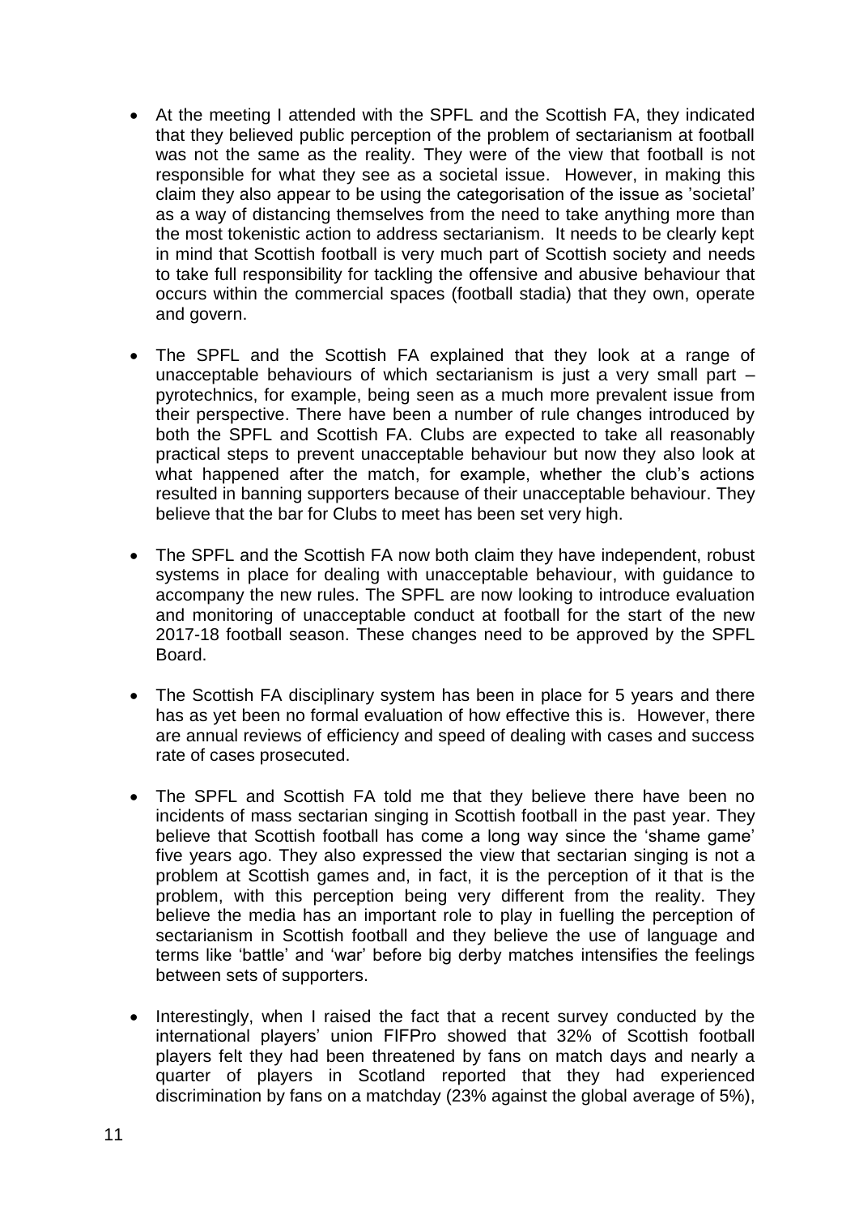- At the meeting I attended with the SPFL and the Scottish FA, they indicated that they believed public perception of the problem of sectarianism at football was not the same as the reality. They were of the view that football is not responsible for what they see as a societal issue. However, in making this claim they also appear to be using the categorisation of the issue as 'societal' as a way of distancing themselves from the need to take anything more than the most tokenistic action to address sectarianism. It needs to be clearly kept in mind that Scottish football is very much part of Scottish society and needs to take full responsibility for tackling the offensive and abusive behaviour that occurs within the commercial spaces (football stadia) that they own, operate and govern.

- The SPFL and the Scottish FA explained that they look at a range of unacceptable behaviours of which sectarianism is just a very small part – pyrotechnics, for example, being seen as a much more prevalent issue from their perspective. There have been a number of rule changes introduced by both the SPFL and Scottish FA. Clubs are expected to take all reasonably practical steps to prevent unacceptable behaviour but now they also look at what happened after the match, for example, whether the club's actions resulted in banning supporters because of their unacceptable behaviour. They believe that the bar for Clubs to meet has been set very high.

- The SPFL and the Scottish FA now both claim they have independent, robust systems in place for dealing with unacceptable behaviour, with guidance to accompany the new rules. The SPFL are now looking to introduce evaluation and monitoring of unacceptable conduct at football for the start of the new 2017-18 football season. These changes need to be approved by the SPFL Board.

- The Scottish FA disciplinary system has been in place for 5 years and there has as yet been no formal evaluation of how effective this is. However, there are annual reviews of efficiency and speed of dealing with cases and success rate of cases prosecuted.

- The SPFL and Scottish FA told me that they believe there have been no incidents of mass sectarian singing in Scottish football in the past year. They believe that Scottish football has come a long way since the 'shame game' five years ago. They also expressed the view that sectarian singing is not a problem at Scottish games and, in fact, it is the perception of it that is the problem, with this perception being very different from the reality. They believe the media has an important role to play in fuelling the perception of sectarianism in Scottish football and they believe the use of language and terms like 'battle' and 'war' before big derby matches intensifies the feelings between sets of supporters.

- Interestingly, when I raised the fact that a recent survey conducted by the international players' union FIFPro showed that 32% of Scottish football players felt they had been threatened by fans on match days and nearly a quarter of players in Scotland reported that they had experienced discrimination by fans on a matchday (23% against the global average of 5%),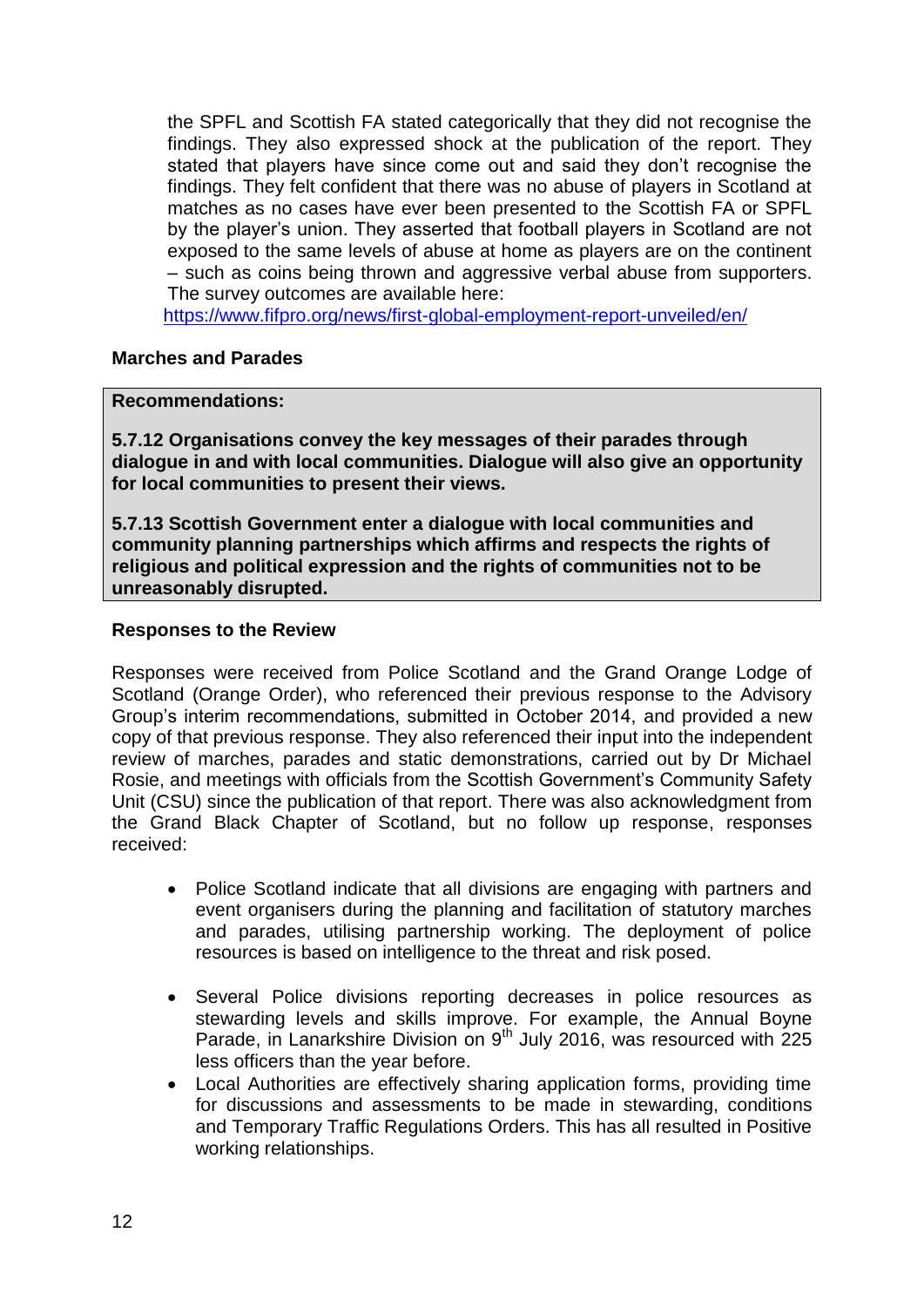the SPFL and Scottish FA stated categorically that they did not recognise the findings. They also expressed shock at the publication of the report. They stated that players have since come out and said they don't recognise the findings. They felt confident that there was no abuse of players in Scotland at matches as no cases have ever been presented to the Scottish FA or SPFL by the player's union. They asserted that football players in Scotland are not exposed to the same levels of abuse at home as players are on the continent – such as coins being thrown and aggressive verbal abuse from supporters. The survey outcomes are available here: https://www.fifpro.org/news/first-global-employment-report-unveiled/en/

**Marches and Parades**

> **Recommendations:**
>
> **5.7.12 Organisations convey the key messages of their parades through dialogue in and with local communities. Dialogue will also give an opportunity for local communities to present their views.**
>
> **5.7.13 Scottish Government enter a dialogue with local communities and community planning partnerships which affirms and respects the rights of religious and political expression and the rights of communities not to be unreasonably disrupted.**

**Responses to the Review**

Responses were received from Police Scotland and the Grand Orange Lodge of Scotland (Orange Order), who referenced their previous response to the Advisory Group's interim recommendations, submitted in October 2014, and provided a new copy of that previous response. They also referenced their input into the independent review of marches, parades and static demonstrations, carried out by Dr Michael Rosie, and meetings with officials from the Scottish Government's Community Safety Unit (CSU) since the publication of that report. There was also acknowledgment from the Grand Black Chapter of Scotland, but no follow up response, responses received:

- Police Scotland indicate that all divisions are engaging with partners and event organisers during the planning and facilitation of statutory marches and parades, utilising partnership working. The deployment of police resources is based on intelligence to the threat and risk posed.
- Several Police divisions reporting decreases in police resources as stewarding levels and skills improve. For example, the Annual Boyne Parade, in Lanarkshire Division on 9th July 2016, was resourced with 225 less officers than the year before.
- Local Authorities are effectively sharing application forms, providing time for discussions and assessments to be made in stewarding, conditions and Temporary Traffic Regulations Orders. This has all resulted in Positive working relationships.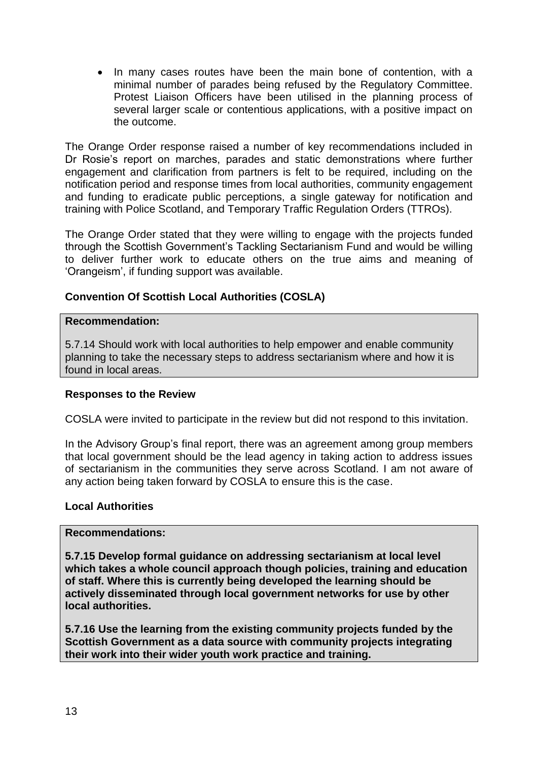- In many cases routes have been the main bone of contention, with a minimal number of parades being refused by the Regulatory Committee. Protest Liaison Officers have been utilised in the planning process of several larger scale or contentious applications, with a positive impact on the outcome.

The Orange Order response raised a number of key recommendations included in Dr Rosie's report on marches, parades and static demonstrations where further engagement and clarification from partners is felt to be required, including on the notification period and response times from local authorities, community engagement and funding to eradicate public perceptions, a single gateway for notification and training with Police Scotland, and Temporary Traffic Regulation Orders (TTROs).

The Orange Order stated that they were willing to engage with the projects funded through the Scottish Government's Tackling Sectarianism Fund and would be willing to deliver further work to educate others on the true aims and meaning of 'Orangeism', if funding support was available.

**Convention Of Scottish Local Authorities (COSLA)**

| **Recommendation:**<br><br>5.7.14 Should work with local authorities to help empower and enable community planning to take the necessary steps to address sectarianism where and how it is found in local areas. |
|---|

**Responses to the Review**

COSLA were invited to participate in the review but did not respond to this invitation.

In the Advisory Group's final report, there was an agreement among group members that local government should be the lead agency in taking action to address issues of sectarianism in the communities they serve across Scotland. I am not aware of any action being taken forward by COSLA to ensure this is the case.

**Local Authorities**

| **Recommendations:**<br><br>**5.7.15 Develop formal guidance on addressing sectarianism at local level which takes a whole council approach though policies, training and education of staff. Where this is currently being developed the learning should be actively disseminated through local government networks for use by other local authorities.**<br><br>**5.7.16 Use the learning from the existing community projects funded by the Scottish Government as a data source with community projects integrating their work into their wider youth work practice and training.** |
|---|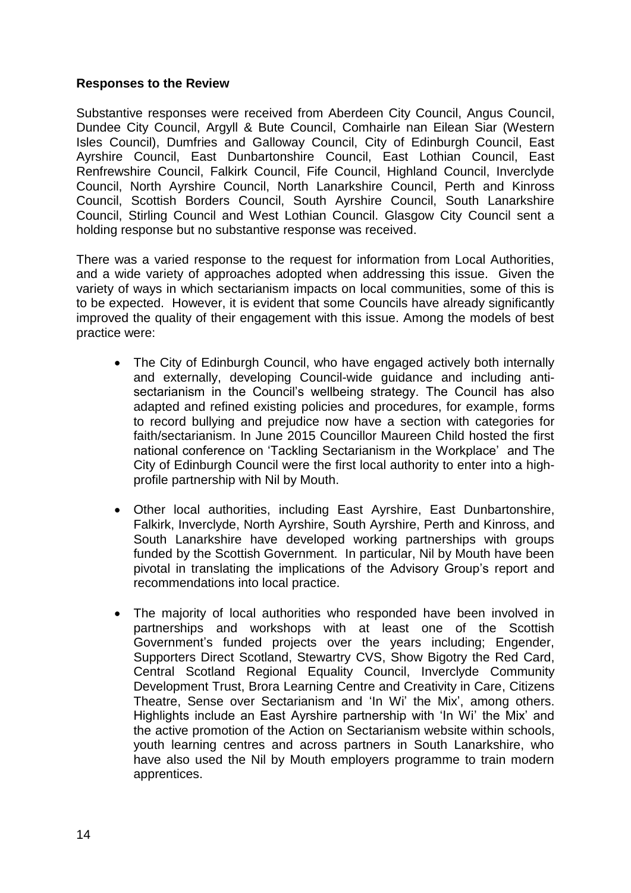**Responses to the Review**

Substantive responses were received from Aberdeen City Council, Angus Council, Dundee City Council, Argyll & Bute Council, Comhairle nan Eilean Siar (Western Isles Council), Dumfries and Galloway Council, City of Edinburgh Council, East Ayrshire Council, East Dunbartonshire Council, East Lothian Council, East Renfrewshire Council, Falkirk Council, Fife Council, Highland Council, Inverclyde Council, North Ayrshire Council, North Lanarkshire Council, Perth and Kinross Council, Scottish Borders Council, South Ayrshire Council, South Lanarkshire Council, Stirling Council and West Lothian Council. Glasgow City Council sent a holding response but no substantive response was received.

There was a varied response to the request for information from Local Authorities, and a wide variety of approaches adopted when addressing this issue. Given the variety of ways in which sectarianism impacts on local communities, some of this is to be expected. However, it is evident that some Councils have already significantly improved the quality of their engagement with this issue. Among the models of best practice were:

- The City of Edinburgh Council, who have engaged actively both internally and externally, developing Council-wide guidance and including anti-sectarianism in the Council's wellbeing strategy. The Council has also adapted and refined existing policies and procedures, for example, forms to record bullying and prejudice now have a section with categories for faith/sectarianism. In June 2015 Councillor Maureen Child hosted the first national conference on 'Tackling Sectarianism in the Workplace' and The City of Edinburgh Council were the first local authority to enter into a high-profile partnership with Nil by Mouth.

- Other local authorities, including East Ayrshire, East Dunbartonshire, Falkirk, Inverclyde, North Ayrshire, South Ayrshire, Perth and Kinross, and South Lanarkshire have developed working partnerships with groups funded by the Scottish Government. In particular, Nil by Mouth have been pivotal in translating the implications of the Advisory Group's report and recommendations into local practice.

- The majority of local authorities who responded have been involved in partnerships and workshops with at least one of the Scottish Government's funded projects over the years including; Engender, Supporters Direct Scotland, Stewartry CVS, Show Bigotry the Red Card, Central Scotland Regional Equality Council, Inverclyde Community Development Trust, Brora Learning Centre and Creativity in Care, Citizens Theatre, Sense over Sectarianism and 'In Wi' the Mix', among others. Highlights include an East Ayrshire partnership with 'In Wi' the Mix' and the active promotion of the Action on Sectarianism website within schools, youth learning centres and across partners in South Lanarkshire, who have also used the Nil by Mouth employers programme to train modern apprentices.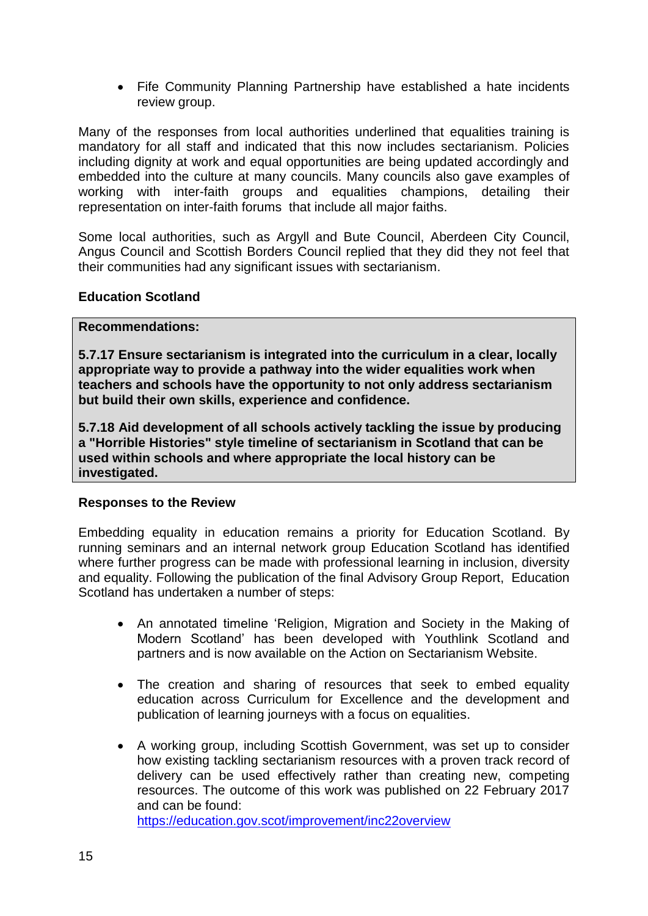- Fife Community Planning Partnership have established a hate incidents review group.

Many of the responses from local authorities underlined that equalities training is mandatory for all staff and indicated that this now includes sectarianism. Policies including dignity at work and equal opportunities are being updated accordingly and embedded into the culture at many councils. Many councils also gave examples of working with inter-faith groups and equalities champions, detailing their representation on inter-faith forums that include all major faiths.

Some local authorities, such as Argyll and Bute Council, Aberdeen City Council, Angus Council and Scottish Borders Council replied that they did they not feel that their communities had any significant issues with sectarianism.

**Education Scotland**

**Recommendations:**

**5.7.17 Ensure sectarianism is integrated into the curriculum in a clear, locally appropriate way to provide a pathway into the wider equalities work when teachers and schools have the opportunity to not only address sectarianism but build their own skills, experience and confidence.**

**5.7.18 Aid development of all schools actively tackling the issue by producing a "Horrible Histories" style timeline of sectarianism in Scotland that can be used within schools and where appropriate the local history can be investigated.**

**Responses to the Review**

Embedding equality in education remains a priority for Education Scotland. By running seminars and an internal network group Education Scotland has identified where further progress can be made with professional learning in inclusion, diversity and equality. Following the publication of the final Advisory Group Report, Education Scotland has undertaken a number of steps:

- An annotated timeline 'Religion, Migration and Society in the Making of Modern Scotland' has been developed with Youthlink Scotland and partners and is now available on the Action on Sectarianism Website.

- The creation and sharing of resources that seek to embed equality education across Curriculum for Excellence and the development and publication of learning journeys with a focus on equalities.

- A working group, including Scottish Government, was set up to consider how existing tackling sectarianism resources with a proven track record of delivery can be used effectively rather than creating new, competing resources. The outcome of this work was published on 22 February 2017 and can be found: https://education.gov.scot/improvement/inc22overview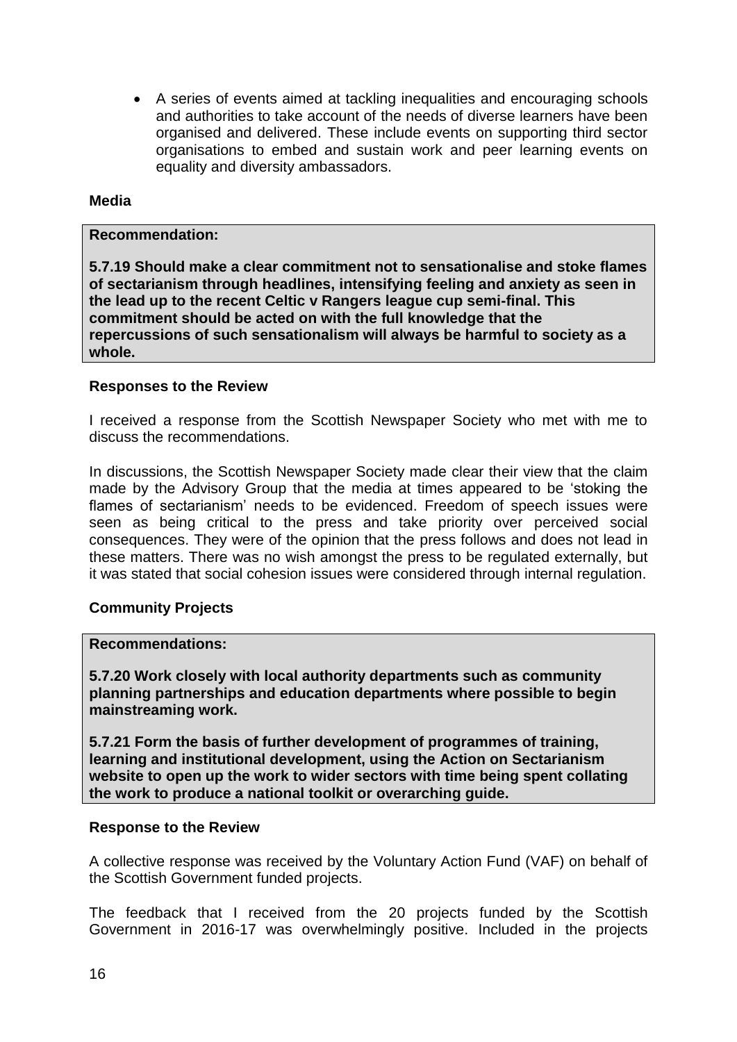- A series of events aimed at tackling inequalities and encouraging schools and authorities to take account of the needs of diverse learners have been organised and delivered. These include events on supporting third sector organisations to embed and sustain work and peer learning events on equality and diversity ambassadors.

**Media**

**Recommendation:**

**5.7.19 Should make a clear commitment not to sensationalise and stoke flames of sectarianism through headlines, intensifying feeling and anxiety as seen in the lead up to the recent Celtic v Rangers league cup semi-final. This commitment should be acted on with the full knowledge that the repercussions of such sensationalism will always be harmful to society as a whole.**

**Responses to the Review**

I received a response from the Scottish Newspaper Society who met with me to discuss the recommendations.

In discussions, the Scottish Newspaper Society made clear their view that the claim made by the Advisory Group that the media at times appeared to be 'stoking the flames of sectarianism' needs to be evidenced. Freedom of speech issues were seen as being critical to the press and take priority over perceived social consequences. They were of the opinion that the press follows and does not lead in these matters. There was no wish amongst the press to be regulated externally, but it was stated that social cohesion issues were considered through internal regulation.

**Community Projects**

**Recommendations:**

**5.7.20 Work closely with local authority departments such as community planning partnerships and education departments where possible to begin mainstreaming work.**

**5.7.21 Form the basis of further development of programmes of training, learning and institutional development, using the Action on Sectarianism website to open up the work to wider sectors with time being spent collating the work to produce a national toolkit or overarching guide.**

**Response to the Review**

A collective response was received by the Voluntary Action Fund (VAF) on behalf of the Scottish Government funded projects.

The feedback that I received from the 20 projects funded by the Scottish Government in 2016-17 was overwhelmingly positive. Included in the projects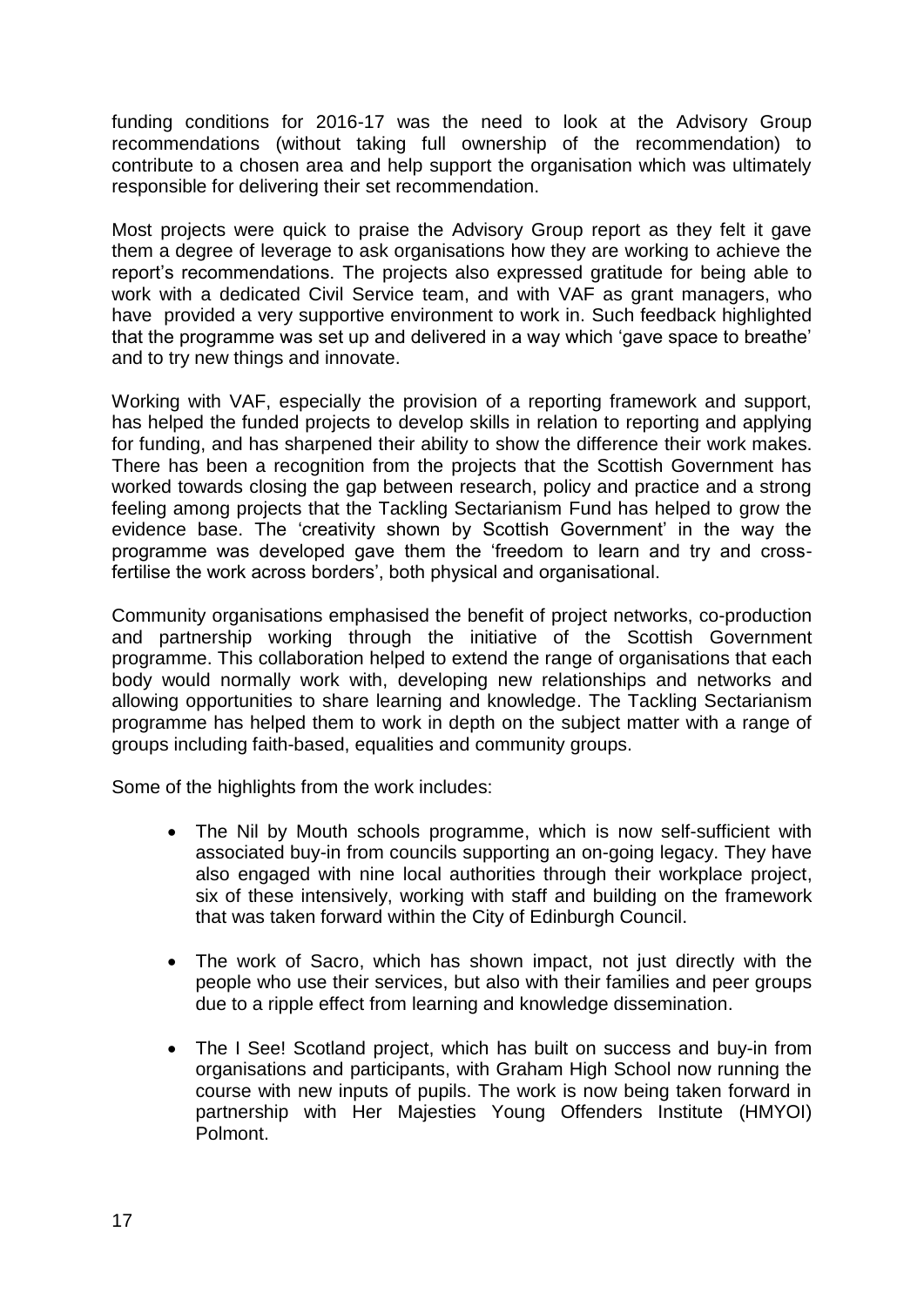funding conditions for 2016-17 was the need to look at the Advisory Group recommendations (without taking full ownership of the recommendation) to contribute to a chosen area and help support the organisation which was ultimately responsible for delivering their set recommendation.

Most projects were quick to praise the Advisory Group report as they felt it gave them a degree of leverage to ask organisations how they are working to achieve the report's recommendations. The projects also expressed gratitude for being able to work with a dedicated Civil Service team, and with VAF as grant managers, who have provided a very supportive environment to work in. Such feedback highlighted that the programme was set up and delivered in a way which 'gave space to breathe' and to try new things and innovate.

Working with VAF, especially the provision of a reporting framework and support, has helped the funded projects to develop skills in relation to reporting and applying for funding, and has sharpened their ability to show the difference their work makes. There has been a recognition from the projects that the Scottish Government has worked towards closing the gap between research, policy and practice and a strong feeling among projects that the Tackling Sectarianism Fund has helped to grow the evidence base. The 'creativity shown by Scottish Government' in the way the programme was developed gave them the 'freedom to learn and try and cross-fertilise the work across borders', both physical and organisational.

Community organisations emphasised the benefit of project networks, co-production and partnership working through the initiative of the Scottish Government programme. This collaboration helped to extend the range of organisations that each body would normally work with, developing new relationships and networks and allowing opportunities to share learning and knowledge. The Tackling Sectarianism programme has helped them to work in depth on the subject matter with a range of groups including faith-based, equalities and community groups.

Some of the highlights from the work includes:

- The Nil by Mouth schools programme, which is now self-sufficient with associated buy-in from councils supporting an on-going legacy. They have also engaged with nine local authorities through their workplace project, six of these intensively, working with staff and building on the framework that was taken forward within the City of Edinburgh Council.

- The work of Sacro, which has shown impact, not just directly with the people who use their services, but also with their families and peer groups due to a ripple effect from learning and knowledge dissemination.

- The I See! Scotland project, which has built on success and buy-in from organisations and participants, with Graham High School now running the course with new inputs of pupils. The work is now being taken forward in partnership with Her Majesties Young Offenders Institute (HMYOI) Polmont.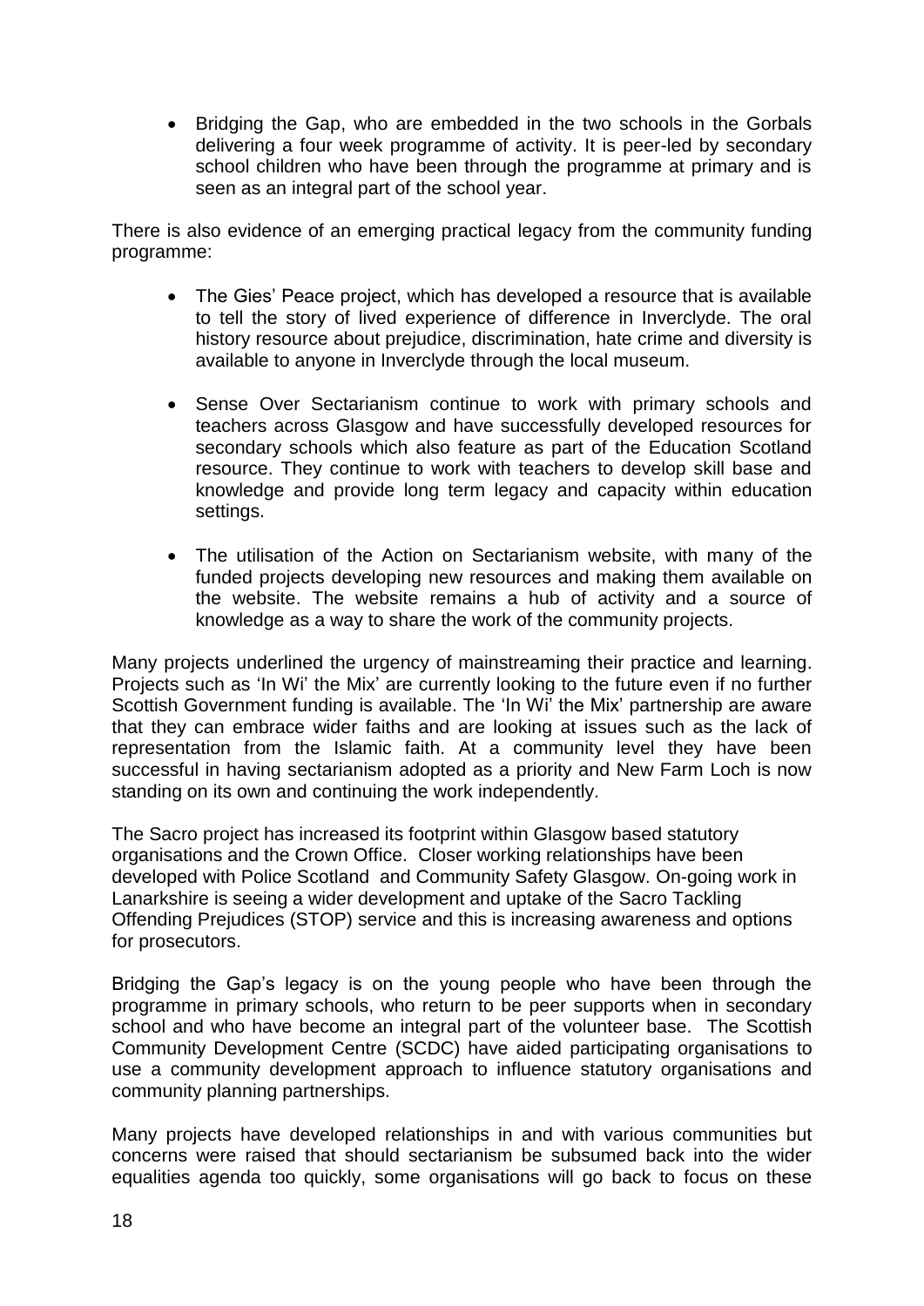- Bridging the Gap, who are embedded in the two schools in the Gorbals delivering a four week programme of activity. It is peer-led by secondary school children who have been through the programme at primary and is seen as an integral part of the school year.

There is also evidence of an emerging practical legacy from the community funding programme:

- The Gies' Peace project, which has developed a resource that is available to tell the story of lived experience of difference in Inverclyde. The oral history resource about prejudice, discrimination, hate crime and diversity is available to anyone in Inverclyde through the local museum.

- Sense Over Sectarianism continue to work with primary schools and teachers across Glasgow and have successfully developed resources for secondary schools which also feature as part of the Education Scotland resource. They continue to work with teachers to develop skill base and knowledge and provide long term legacy and capacity within education settings.

- The utilisation of the Action on Sectarianism website, with many of the funded projects developing new resources and making them available on the website. The website remains a hub of activity and a source of knowledge as a way to share the work of the community projects.

Many projects underlined the urgency of mainstreaming their practice and learning. Projects such as 'In Wi' the Mix' are currently looking to the future even if no further Scottish Government funding is available. The 'In Wi' the Mix' partnership are aware that they can embrace wider faiths and are looking at issues such as the lack of representation from the Islamic faith. At a community level they have been successful in having sectarianism adopted as a priority and New Farm Loch is now standing on its own and continuing the work independently.

The Sacro project has increased its footprint within Glasgow based statutory organisations and the Crown Office. Closer working relationships have been developed with Police Scotland and Community Safety Glasgow. On-going work in Lanarkshire is seeing a wider development and uptake of the Sacro Tackling Offending Prejudices (STOP) service and this is increasing awareness and options for prosecutors.

Bridging the Gap's legacy is on the young people who have been through the programme in primary schools, who return to be peer supports when in secondary school and who have become an integral part of the volunteer base. The Scottish Community Development Centre (SCDC) have aided participating organisations to use a community development approach to influence statutory organisations and community planning partnerships.

Many projects have developed relationships in and with various communities but concerns were raised that should sectarianism be subsumed back into the wider equalities agenda too quickly, some organisations will go back to focus on these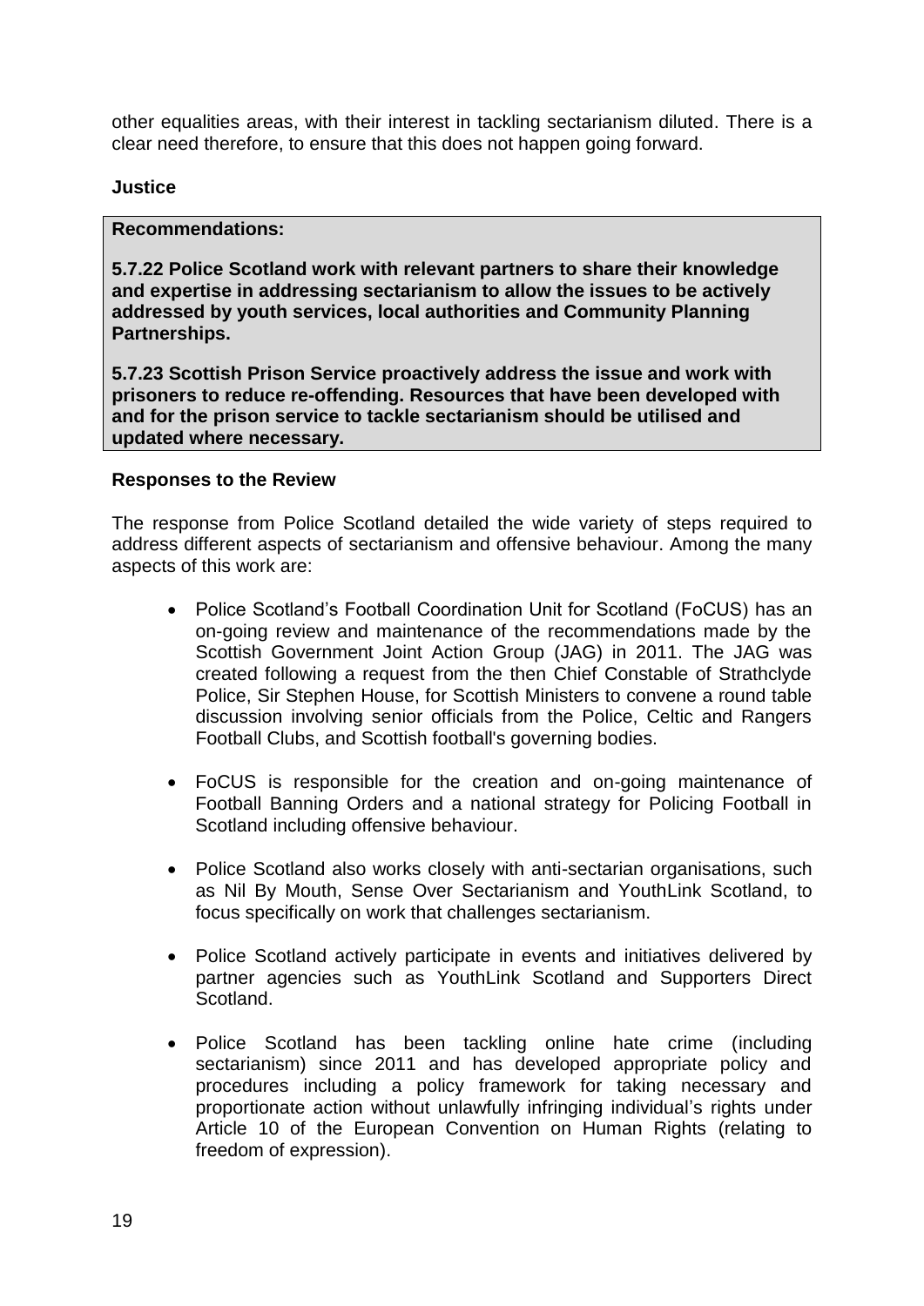other equalities areas, with their interest in tackling sectarianism diluted. There is a clear need therefore, to ensure that this does not happen going forward.

**Justice**

**Recommendations:**

**5.7.22 Police Scotland work with relevant partners to share their knowledge and expertise in addressing sectarianism to allow the issues to be actively addressed by youth services, local authorities and Community Planning Partnerships.**

**5.7.23 Scottish Prison Service proactively address the issue and work with prisoners to reduce re-offending. Resources that have been developed with and for the prison service to tackle sectarianism should be utilised and updated where necessary.**

**Responses to the Review**

The response from Police Scotland detailed the wide variety of steps required to address different aspects of sectarianism and offensive behaviour. Among the many aspects of this work are:

- Police Scotland's Football Coordination Unit for Scotland (FoCUS) has an on-going review and maintenance of the recommendations made by the Scottish Government Joint Action Group (JAG) in 2011. The JAG was created following a request from the then Chief Constable of Strathclyde Police, Sir Stephen House, for Scottish Ministers to convene a round table discussion involving senior officials from the Police, Celtic and Rangers Football Clubs, and Scottish football's governing bodies.

- FoCUS is responsible for the creation and on-going maintenance of Football Banning Orders and a national strategy for Policing Football in Scotland including offensive behaviour.

- Police Scotland also works closely with anti-sectarian organisations, such as Nil By Mouth, Sense Over Sectarianism and YouthLink Scotland, to focus specifically on work that challenges sectarianism.

- Police Scotland actively participate in events and initiatives delivered by partner agencies such as YouthLink Scotland and Supporters Direct Scotland.

- Police Scotland has been tackling online hate crime (including sectarianism) since 2011 and has developed appropriate policy and procedures including a policy framework for taking necessary and proportionate action without unlawfully infringing individual's rights under Article 10 of the European Convention on Human Rights (relating to freedom of expression).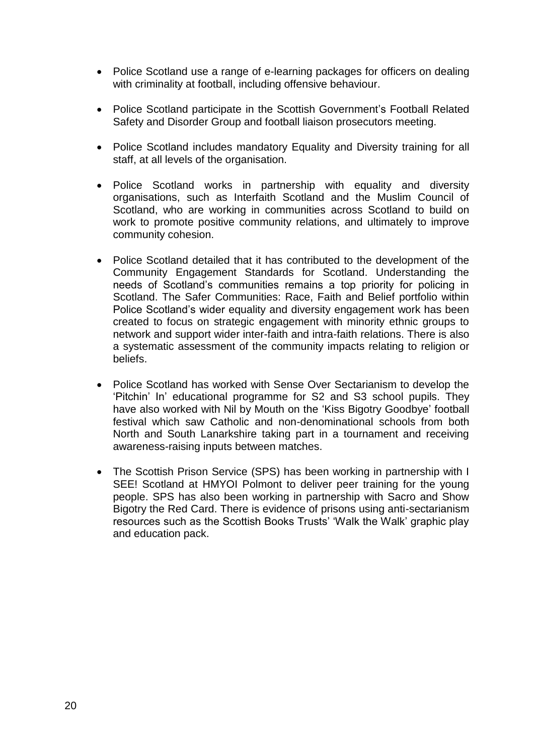- Police Scotland use a range of e-learning packages for officers on dealing with criminality at football, including offensive behaviour.

- Police Scotland participate in the Scottish Government's Football Related Safety and Disorder Group and football liaison prosecutors meeting.

- Police Scotland includes mandatory Equality and Diversity training for all staff, at all levels of the organisation.

- Police Scotland works in partnership with equality and diversity organisations, such as Interfaith Scotland and the Muslim Council of Scotland, who are working in communities across Scotland to build on work to promote positive community relations, and ultimately to improve community cohesion.

- Police Scotland detailed that it has contributed to the development of the Community Engagement Standards for Scotland. Understanding the needs of Scotland's communities remains a top priority for policing in Scotland. The Safer Communities: Race, Faith and Belief portfolio within Police Scotland's wider equality and diversity engagement work has been created to focus on strategic engagement with minority ethnic groups to network and support wider inter-faith and intra-faith relations. There is also a systematic assessment of the community impacts relating to religion or beliefs.

- Police Scotland has worked with Sense Over Sectarianism to develop the 'Pitchin' In' educational programme for S2 and S3 school pupils. They have also worked with Nil by Mouth on the 'Kiss Bigotry Goodbye' football festival which saw Catholic and non-denominational schools from both North and South Lanarkshire taking part in a tournament and receiving awareness-raising inputs between matches.

- The Scottish Prison Service (SPS) has been working in partnership with I SEE! Scotland at HMYOI Polmont to deliver peer training for the young people. SPS has also been working in partnership with Sacro and Show Bigotry the Red Card. There is evidence of prisons using anti-sectarianism resources such as the Scottish Books Trusts' 'Walk the Walk' graphic play and education pack.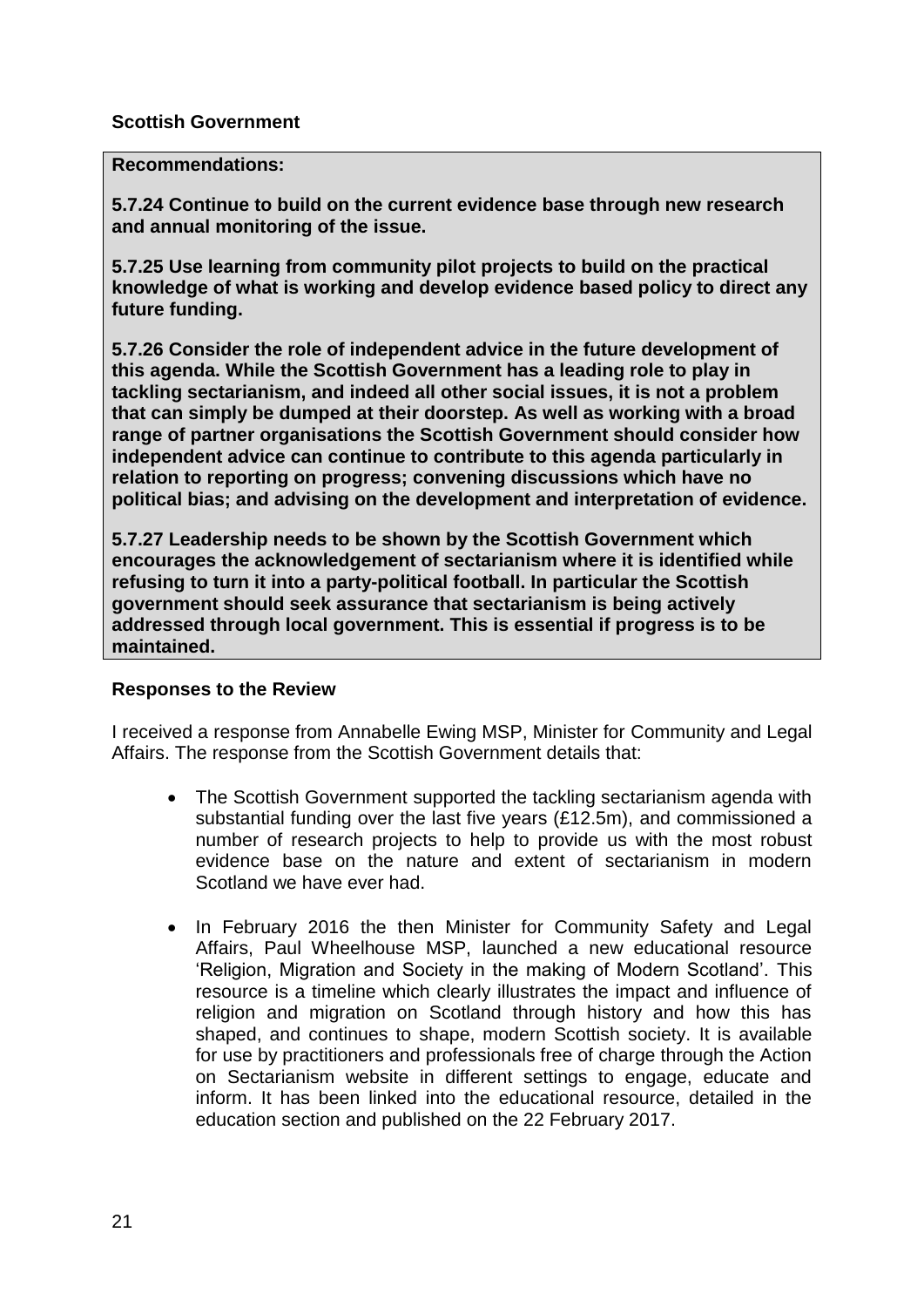**Scottish Government**

**Recommendations:**

**5.7.24 Continue to build on the current evidence base through new research and annual monitoring of the issue.**

**5.7.25 Use learning from community pilot projects to build on the practical knowledge of what is working and develop evidence based policy to direct any future funding.**

**5.7.26 Consider the role of independent advice in the future development of this agenda. While the Scottish Government has a leading role to play in tackling sectarianism, and indeed all other social issues, it is not a problem that can simply be dumped at their doorstep. As well as working with a broad range of partner organisations the Scottish Government should consider how independent advice can continue to contribute to this agenda particularly in relation to reporting on progress; convening discussions which have no political bias; and advising on the development and interpretation of evidence.**

**5.7.27 Leadership needs to be shown by the Scottish Government which encourages the acknowledgement of sectarianism where it is identified while refusing to turn it into a party-political football. In particular the Scottish government should seek assurance that sectarianism is being actively addressed through local government. This is essential if progress is to be maintained.**

**Responses to the Review**

I received a response from Annabelle Ewing MSP, Minister for Community and Legal Affairs. The response from the Scottish Government details that:

- The Scottish Government supported the tackling sectarianism agenda with substantial funding over the last five years (£12.5m), and commissioned a number of research projects to help to provide us with the most robust evidence base on the nature and extent of sectarianism in modern Scotland we have ever had.
- In February 2016 the then Minister for Community Safety and Legal Affairs, Paul Wheelhouse MSP, launched a new educational resource 'Religion, Migration and Society in the making of Modern Scotland'. This resource is a timeline which clearly illustrates the impact and influence of religion and migration on Scotland through history and how this has shaped, and continues to shape, modern Scottish society. It is available for use by practitioners and professionals free of charge through the Action on Sectarianism website in different settings to engage, educate and inform. It has been linked into the educational resource, detailed in the education section and published on the 22 February 2017.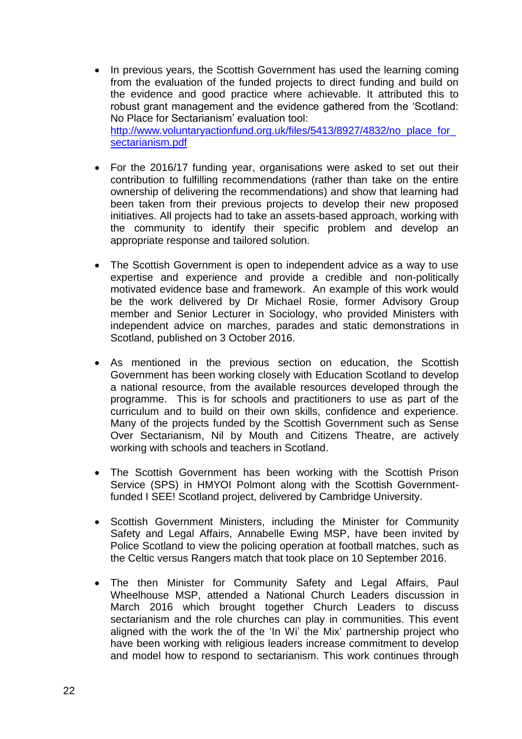- In previous years, the Scottish Government has used the learning coming from the evaluation of the funded projects to direct funding and build on the evidence and good practice where achievable. It attributed this to robust grant management and the evidence gathered from the 'Scotland: No Place for Sectarianism' evaluation tool: [http://www.voluntaryactionfund.org.uk/files/5413/8927/4832/no_place_for_sectarianism.pdf](http://www.voluntaryactionfund.org.uk/files/5413/8927/4832/no_place_for_sectarianism.pdf)

- For the 2016/17 funding year, organisations were asked to set out their contribution to fulfilling recommendations (rather than take on the entire ownership of delivering the recommendations) and show that learning had been taken from their previous projects to develop their new proposed initiatives. All projects had to take an assets-based approach, working with the community to identify their specific problem and develop an appropriate response and tailored solution.

- The Scottish Government is open to independent advice as a way to use expertise and experience and provide a credible and non-politically motivated evidence base and framework. An example of this work would be the work delivered by Dr Michael Rosie, former Advisory Group member and Senior Lecturer in Sociology, who provided Ministers with independent advice on marches, parades and static demonstrations in Scotland, published on 3 October 2016.

- As mentioned in the previous section on education, the Scottish Government has been working closely with Education Scotland to develop a national resource, from the available resources developed through the programme. This is for schools and practitioners to use as part of the curriculum and to build on their own skills, confidence and experience. Many of the projects funded by the Scottish Government such as Sense Over Sectarianism, Nil by Mouth and Citizens Theatre, are actively working with schools and teachers in Scotland.

- The Scottish Government has been working with the Scottish Prison Service (SPS) in HMYOI Polmont along with the Scottish Government-funded I SEE! Scotland project, delivered by Cambridge University.

- Scottish Government Ministers, including the Minister for Community Safety and Legal Affairs, Annabelle Ewing MSP, have been invited by Police Scotland to view the policing operation at football matches, such as the Celtic versus Rangers match that took place on 10 September 2016.

- The then Minister for Community Safety and Legal Affairs, Paul Wheelhouse MSP, attended a National Church Leaders discussion in March 2016 which brought together Church Leaders to discuss sectarianism and the role churches can play in communities. This event aligned with the work the of the 'In Wi' the Mix' partnership project who have been working with religious leaders increase commitment to develop and model how to respond to sectarianism. This work continues through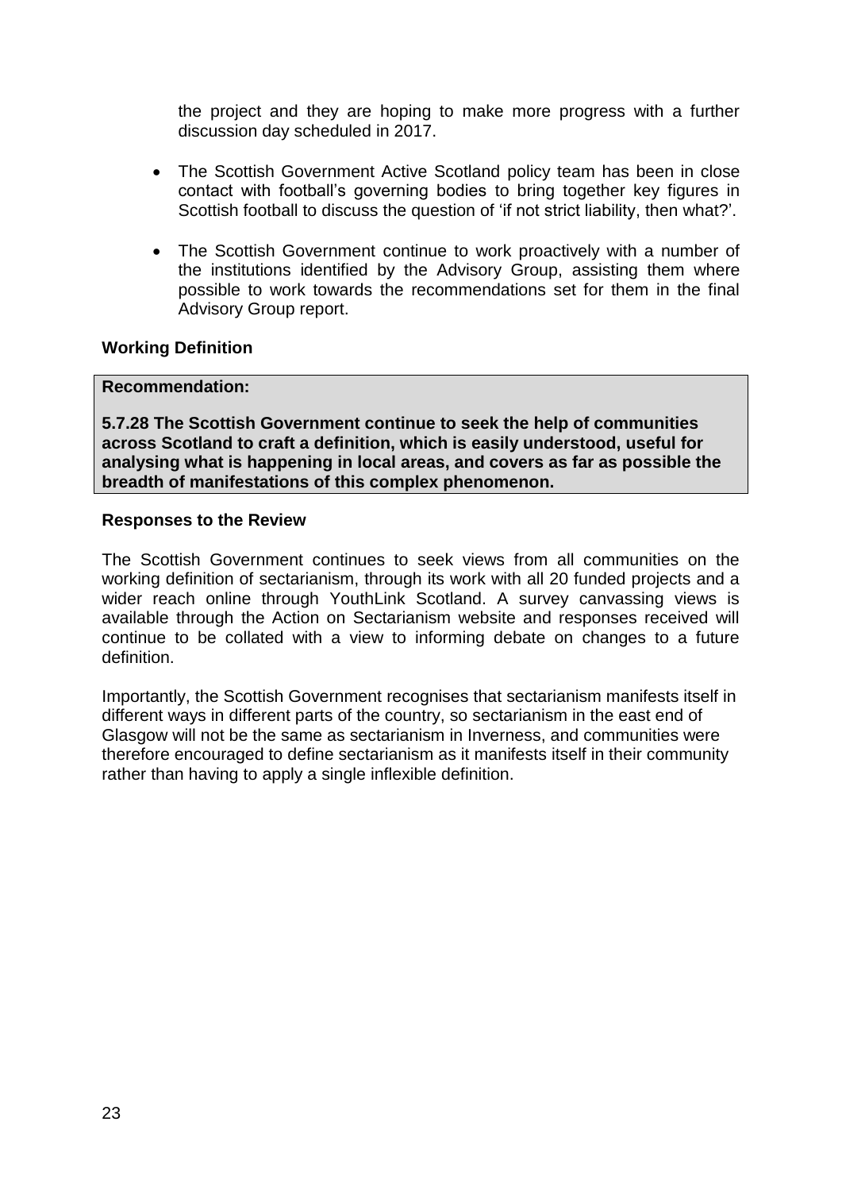the project and they are hoping to make more progress with a further discussion day scheduled in 2017.

- The Scottish Government Active Scotland policy team has been in close contact with football's governing bodies to bring together key figures in Scottish football to discuss the question of 'if not strict liability, then what?'.

- The Scottish Government continue to work proactively with a number of the institutions identified by the Advisory Group, assisting them where possible to work towards the recommendations set for them in the final Advisory Group report.

**Working Definition**

> **Recommendation:**
>
> **5.7.28 The Scottish Government continue to seek the help of communities across Scotland to craft a definition, which is easily understood, useful for analysing what is happening in local areas, and covers as far as possible the breadth of manifestations of this complex phenomenon.**

**Responses to the Review**

The Scottish Government continues to seek views from all communities on the working definition of sectarianism, through its work with all 20 funded projects and a wider reach online through YouthLink Scotland. A survey canvassing views is available through the Action on Sectarianism website and responses received will continue to be collated with a view to informing debate on changes to a future definition.

Importantly, the Scottish Government recognises that sectarianism manifests itself in different ways in different parts of the country, so sectarianism in the east end of Glasgow will not be the same as sectarianism in Inverness, and communities were therefore encouraged to define sectarianism as it manifests itself in their community rather than having to apply a single inflexible definition.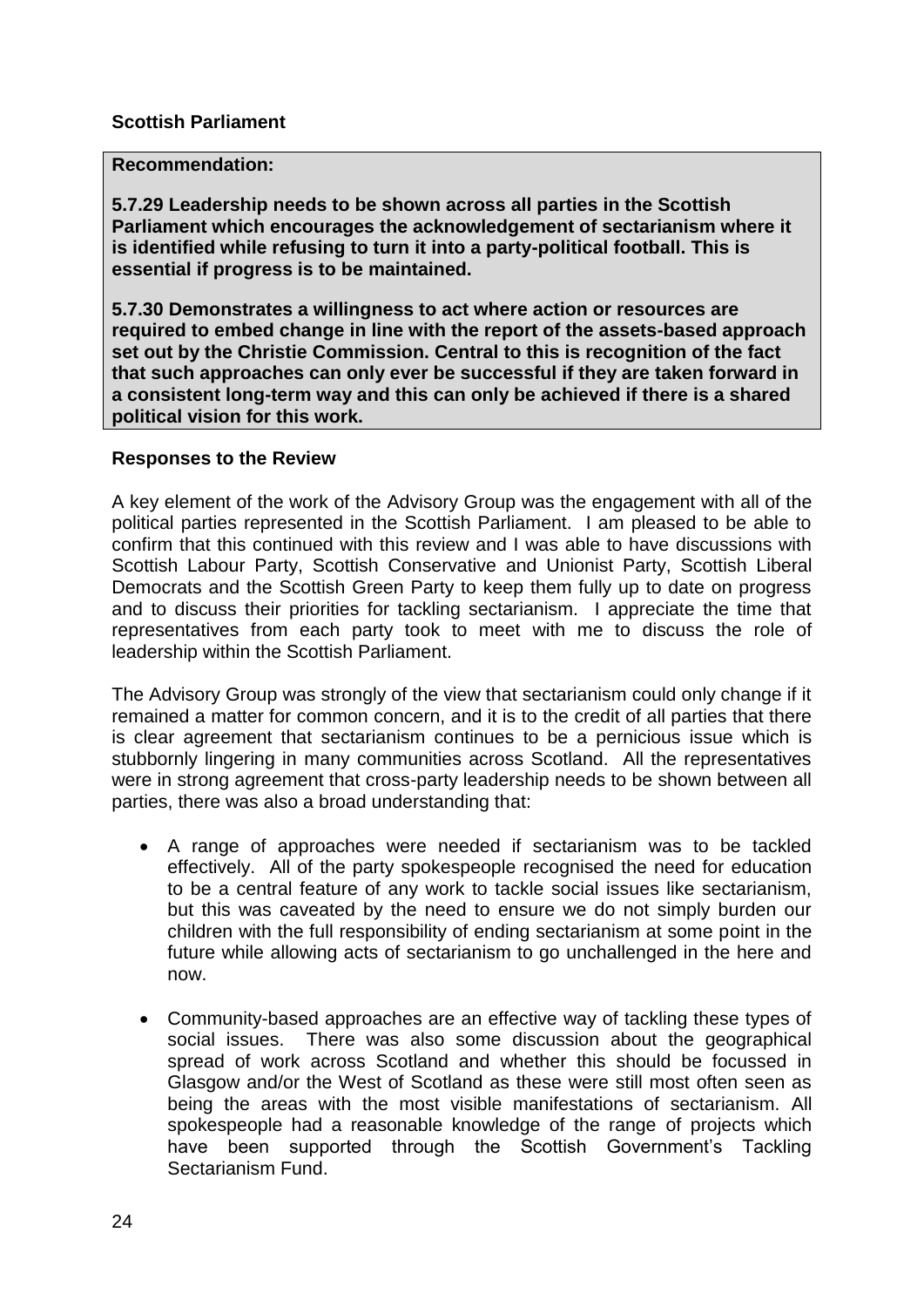**Scottish Parliament**

**Recommendation:**

**5.7.29 Leadership needs to be shown across all parties in the Scottish Parliament which encourages the acknowledgement of sectarianism where it is identified while refusing to turn it into a party-political football. This is essential if progress is to be maintained.**

**5.7.30 Demonstrates a willingness to act where action or resources are required to embed change in line with the report of the assets-based approach set out by the Christie Commission. Central to this is recognition of the fact that such approaches can only ever be successful if they are taken forward in a consistent long-term way and this can only be achieved if there is a shared political vision for this work.**

**Responses to the Review**

A key element of the work of the Advisory Group was the engagement with all of the political parties represented in the Scottish Parliament. I am pleased to be able to confirm that this continued with this review and I was able to have discussions with Scottish Labour Party, Scottish Conservative and Unionist Party, Scottish Liberal Democrats and the Scottish Green Party to keep them fully up to date on progress and to discuss their priorities for tackling sectarianism. I appreciate the time that representatives from each party took to meet with me to discuss the role of leadership within the Scottish Parliament.

The Advisory Group was strongly of the view that sectarianism could only change if it remained a matter for common concern, and it is to the credit of all parties that there is clear agreement that sectarianism continues to be a pernicious issue which is stubbornly lingering in many communities across Scotland. All the representatives were in strong agreement that cross-party leadership needs to be shown between all parties, there was also a broad understanding that:

- A range of approaches were needed if sectarianism was to be tackled effectively. All of the party spokespeople recognised the need for education to be a central feature of any work to tackle social issues like sectarianism, but this was caveated by the need to ensure we do not simply burden our children with the full responsibility of ending sectarianism at some point in the future while allowing acts of sectarianism to go unchallenged in the here and now.

- Community-based approaches are an effective way of tackling these types of social issues. There was also some discussion about the geographical spread of work across Scotland and whether this should be focussed in Glasgow and/or the West of Scotland as these were still most often seen as being the areas with the most visible manifestations of sectarianism. All spokespeople had a reasonable knowledge of the range of projects which have been supported through the Scottish Government's Tackling Sectarianism Fund.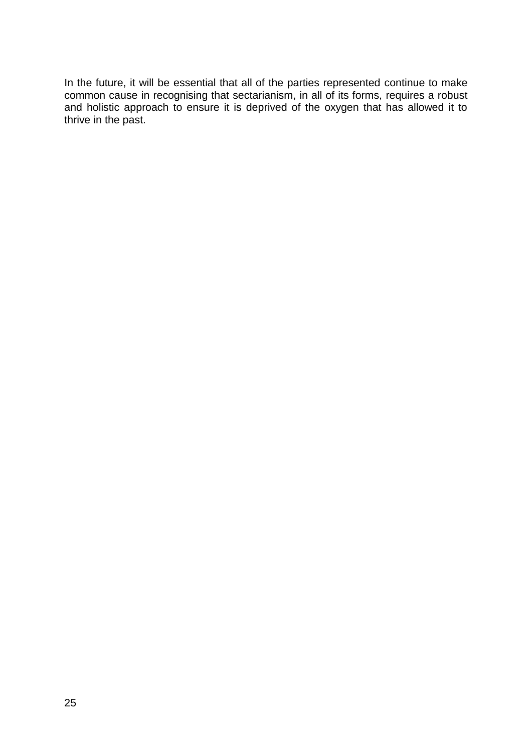In the future, it will be essential that all of the parties represented continue to make common cause in recognising that sectarianism, in all of its forms, requires a robust and holistic approach to ensure it is deprived of the oxygen that has allowed it to thrive in the past.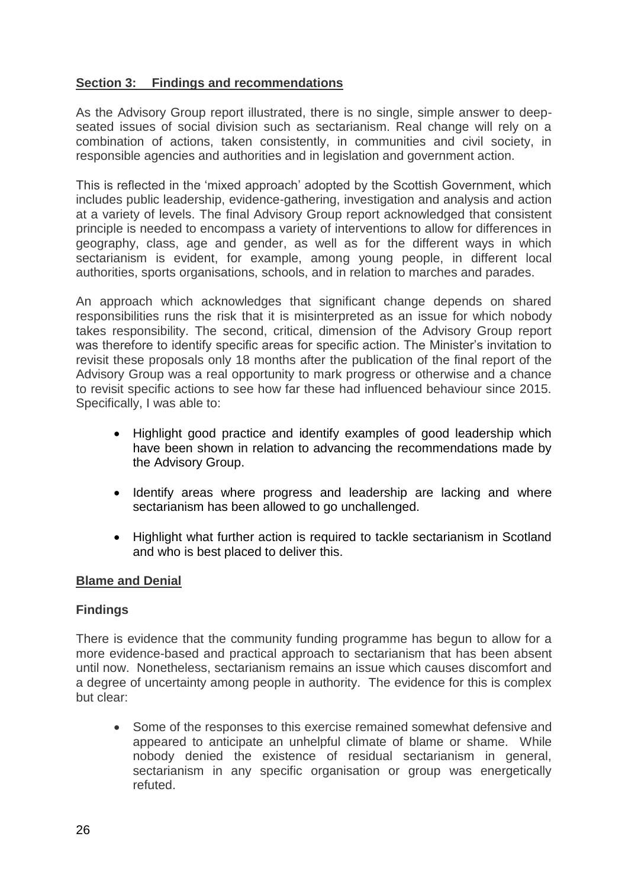## Section 3: Findings and recommendations

As the Advisory Group report illustrated, there is no single, simple answer to deep-seated issues of social division such as sectarianism. Real change will rely on a combination of actions, taken consistently, in communities and civil society, in responsible agencies and authorities and in legislation and government action.

This is reflected in the 'mixed approach' adopted by the Scottish Government, which includes public leadership, evidence-gathering, investigation and analysis and action at a variety of levels. The final Advisory Group report acknowledged that consistent principle is needed to encompass a variety of interventions to allow for differences in geography, class, age and gender, as well as for the different ways in which sectarianism is evident, for example, among young people, in different local authorities, sports organisations, schools, and in relation to marches and parades.

An approach which acknowledges that significant change depends on shared responsibilities runs the risk that it is misinterpreted as an issue for which nobody takes responsibility. The second, critical, dimension of the Advisory Group report was therefore to identify specific areas for specific action. The Minister's invitation to revisit these proposals only 18 months after the publication of the final report of the Advisory Group was a real opportunity to mark progress or otherwise and a chance to revisit specific actions to see how far these had influenced behaviour since 2015. Specifically, I was able to:

- Highlight good practice and identify examples of good leadership which have been shown in relation to advancing the recommendations made by the Advisory Group.
- Identify areas where progress and leadership are lacking and where sectarianism has been allowed to go unchallenged.
- Highlight what further action is required to tackle sectarianism in Scotland and who is best placed to deliver this.

### Blame and Denial

#### Findings

There is evidence that the community funding programme has begun to allow for a more evidence-based and practical approach to sectarianism that has been absent until now. Nonetheless, sectarianism remains an issue which causes discomfort and a degree of uncertainty among people in authority. The evidence for this is complex but clear:

- Some of the responses to this exercise remained somewhat defensive and appeared to anticipate an unhelpful climate of blame or shame. While nobody denied the existence of residual sectarianism in general, sectarianism in any specific organisation or group was energetically refuted.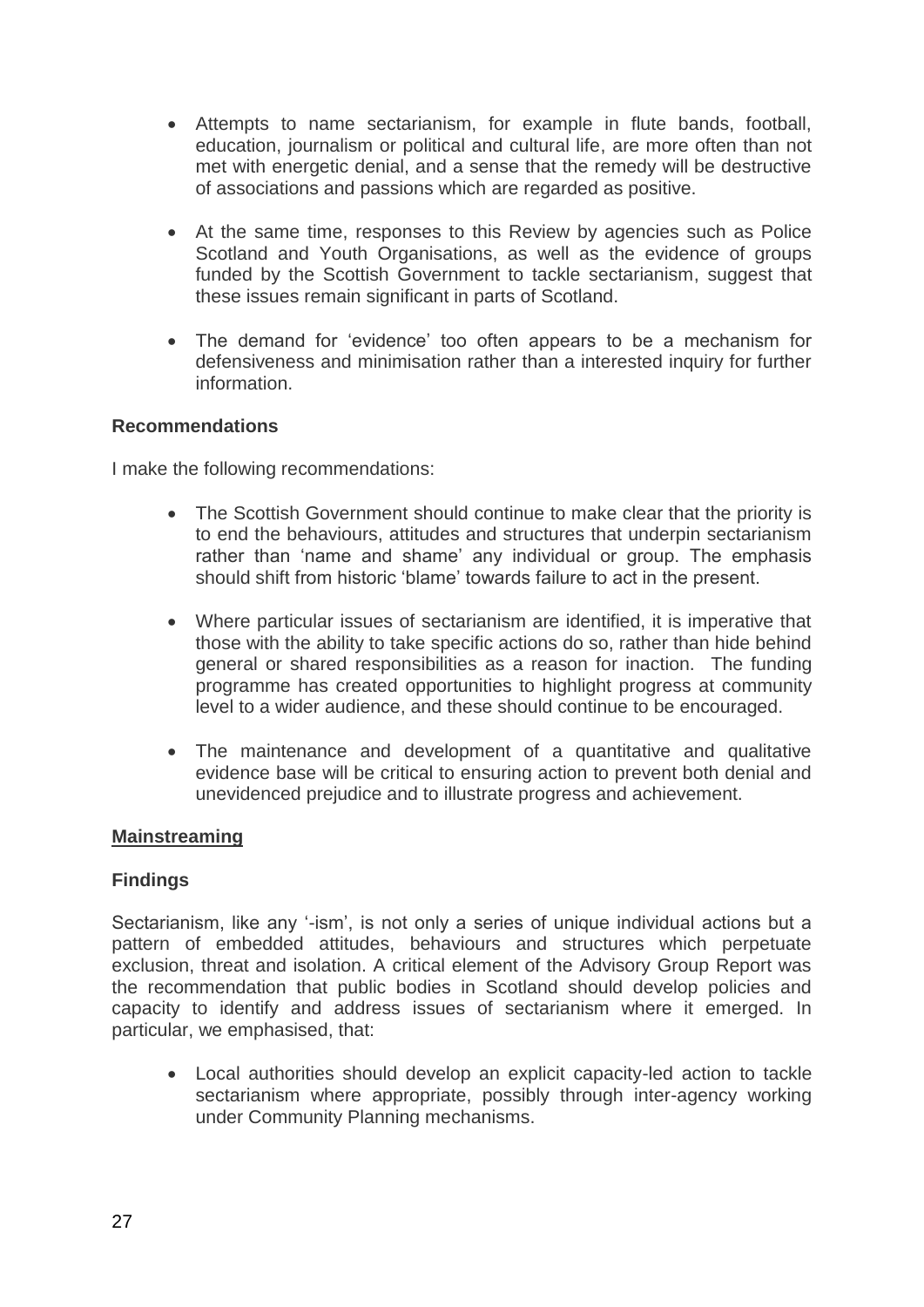- Attempts to name sectarianism, for example in flute bands, football, education, journalism or political and cultural life, are more often than not met with energetic denial, and a sense that the remedy will be destructive of associations and passions which are regarded as positive.

- At the same time, responses to this Review by agencies such as Police Scotland and Youth Organisations, as well as the evidence of groups funded by the Scottish Government to tackle sectarianism, suggest that these issues remain significant in parts of Scotland.

- The demand for 'evidence' too often appears to be a mechanism for defensiveness and minimisation rather than a interested inquiry for further information.

**Recommendations**

I make the following recommendations:

- The Scottish Government should continue to make clear that the priority is to end the behaviours, attitudes and structures that underpin sectarianism rather than 'name and shame' any individual or group. The emphasis should shift from historic 'blame' towards failure to act in the present.

- Where particular issues of sectarianism are identified, it is imperative that those with the ability to take specific actions do so, rather than hide behind general or shared responsibilities as a reason for inaction. The funding programme has created opportunities to highlight progress at community level to a wider audience, and these should continue to be encouraged.

- The maintenance and development of a quantitative and qualitative evidence base will be critical to ensuring action to prevent both denial and unevidenced prejudice and to illustrate progress and achievement.

## Mainstreaming

**Findings**

Sectarianism, like any '-ism', is not only a series of unique individual actions but a pattern of embedded attitudes, behaviours and structures which perpetuate exclusion, threat and isolation. A critical element of the Advisory Group Report was the recommendation that public bodies in Scotland should develop policies and capacity to identify and address issues of sectarianism where it emerged. In particular, we emphasised, that:

- Local authorities should develop an explicit capacity-led action to tackle sectarianism where appropriate, possibly through inter-agency working under Community Planning mechanisms.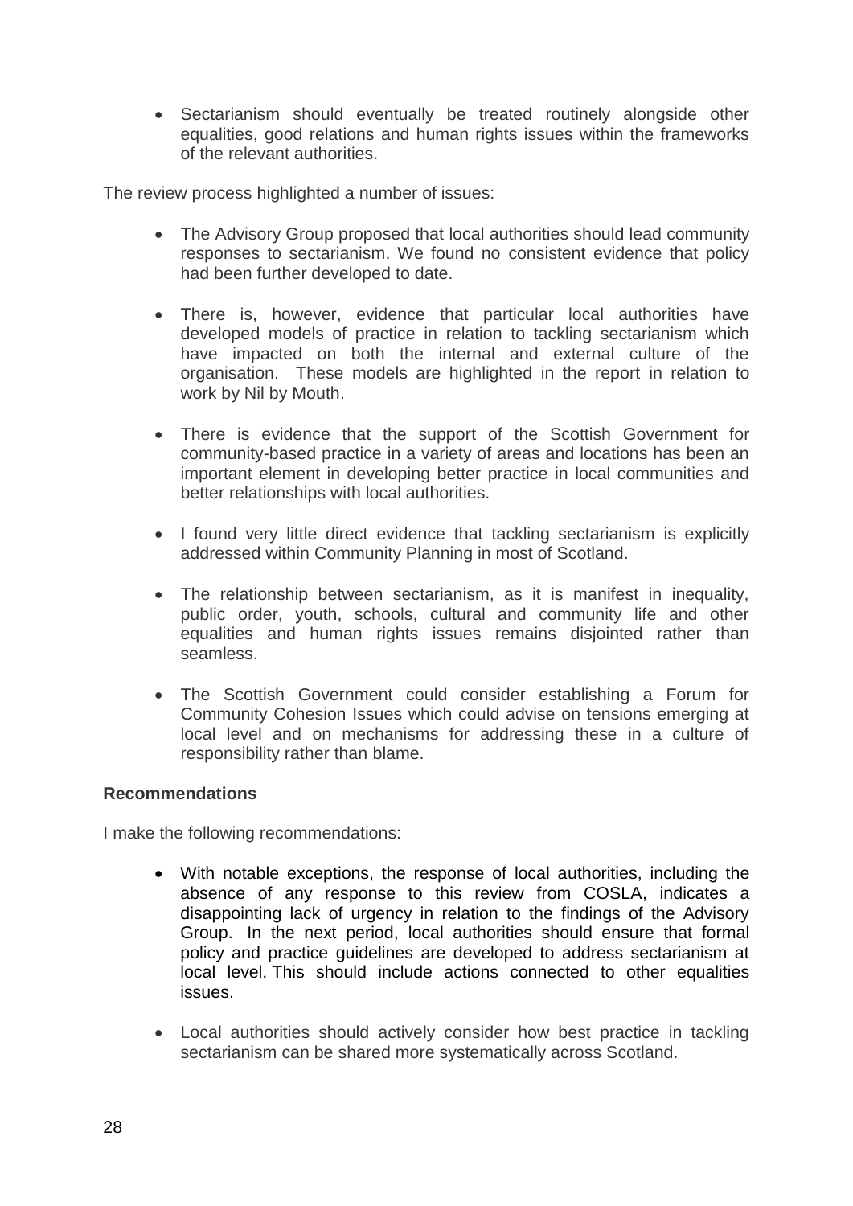- Sectarianism should eventually be treated routinely alongside other equalities, good relations and human rights issues within the frameworks of the relevant authorities.

The review process highlighted a number of issues:

- The Advisory Group proposed that local authorities should lead community responses to sectarianism. We found no consistent evidence that policy had been further developed to date.
- There is, however, evidence that particular local authorities have developed models of practice in relation to tackling sectarianism which have impacted on both the internal and external culture of the organisation. These models are highlighted in the report in relation to work by Nil by Mouth.
- There is evidence that the support of the Scottish Government for community-based practice in a variety of areas and locations has been an important element in developing better practice in local communities and better relationships with local authorities.
- I found very little direct evidence that tackling sectarianism is explicitly addressed within Community Planning in most of Scotland.
- The relationship between sectarianism, as it is manifest in inequality, public order, youth, schools, cultural and community life and other equalities and human rights issues remains disjointed rather than seamless.
- The Scottish Government could consider establishing a Forum for Community Cohesion Issues which could advise on tensions emerging at local level and on mechanisms for addressing these in a culture of responsibility rather than blame.

**Recommendations**

I make the following recommendations:

- With notable exceptions, the response of local authorities, including the absence of any response to this review from COSLA, indicates a disappointing lack of urgency in relation to the findings of the Advisory Group. In the next period, local authorities should ensure that formal policy and practice guidelines are developed to address sectarianism at local level. This should include actions connected to other equalities issues.
- Local authorities should actively consider how best practice in tackling sectarianism can be shared more systematically across Scotland.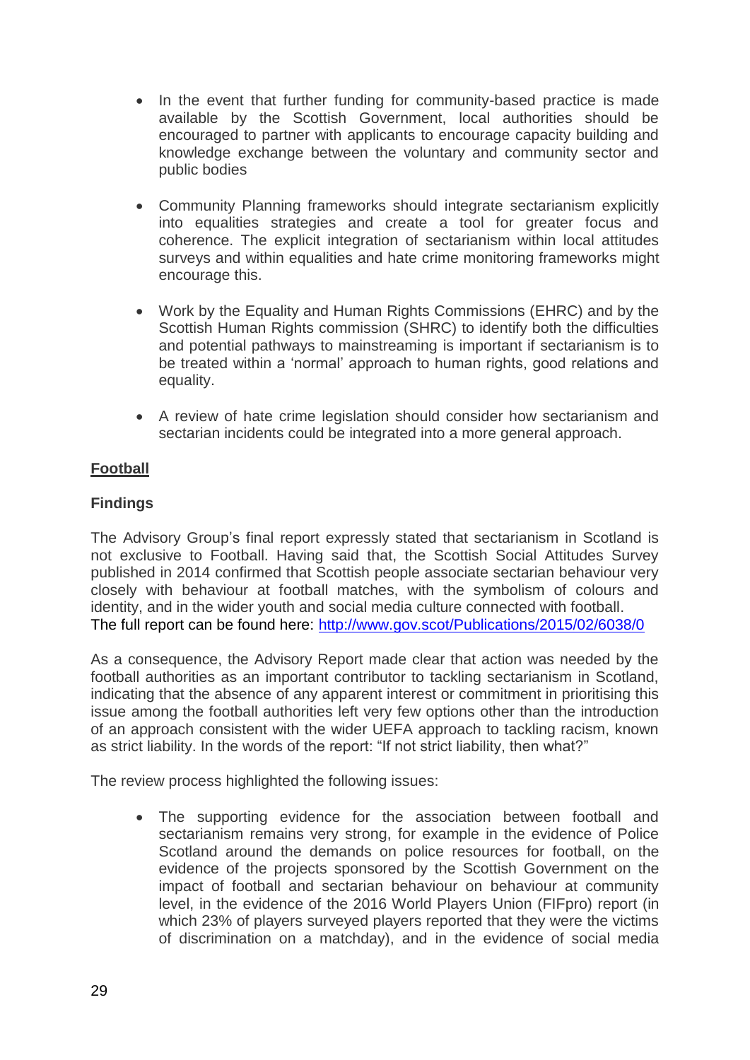- In the event that further funding for community-based practice is made available by the Scottish Government, local authorities should be encouraged to partner with applicants to encourage capacity building and knowledge exchange between the voluntary and community sector and public bodies

- Community Planning frameworks should integrate sectarianism explicitly into equalities strategies and create a tool for greater focus and coherence. The explicit integration of sectarianism within local attitudes surveys and within equalities and hate crime monitoring frameworks might encourage this.

- Work by the Equality and Human Rights Commissions (EHRC) and by the Scottish Human Rights commission (SHRC) to identify both the difficulties and potential pathways to mainstreaming is important if sectarianism is to be treated within a 'normal' approach to human rights, good relations and equality.

- A review of hate crime legislation should consider how sectarianism and sectarian incidents could be integrated into a more general approach.

## Football

### Findings

The Advisory Group's final report expressly stated that sectarianism in Scotland is not exclusive to Football. Having said that, the Scottish Social Attitudes Survey published in 2014 confirmed that Scottish people associate sectarian behaviour very closely with behaviour at football matches, with the symbolism of colours and identity, and in the wider youth and social media culture connected with football.
The full report can be found here: [http://www.gov.scot/Publications/2015/02/6038/0](http://www.gov.scot/Publications/2015/02/6038/0)

As a consequence, the Advisory Report made clear that action was needed by the football authorities as an important contributor to tackling sectarianism in Scotland, indicating that the absence of any apparent interest or commitment in prioritising this issue among the football authorities left very few options other than the introduction of an approach consistent with the wider UEFA approach to tackling racism, known as strict liability. In the words of the report: "If not strict liability, then what?"

The review process highlighted the following issues:

- The supporting evidence for the association between football and sectarianism remains very strong, for example in the evidence of Police Scotland around the demands on police resources for football, on the evidence of the projects sponsored by the Scottish Government on the impact of football and sectarian behaviour on behaviour at community level, in the evidence of the 2016 World Players Union (FIFpro) report (in which 23% of players surveyed players reported that they were the victims of discrimination on a matchday), and in the evidence of social media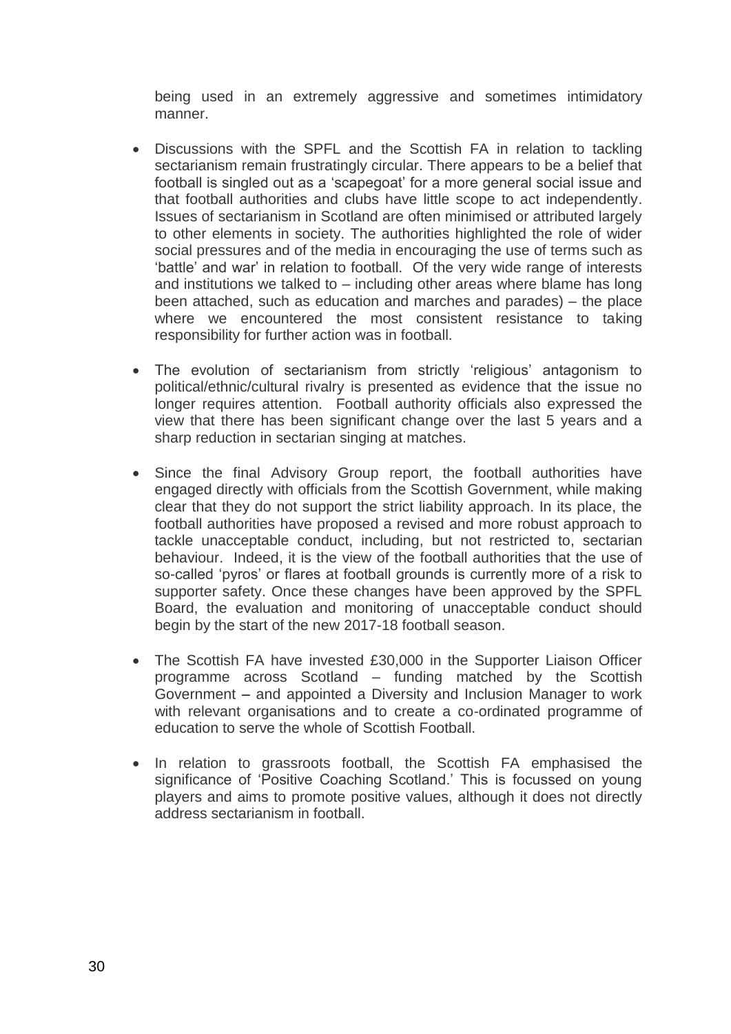being used in an extremely aggressive and sometimes intimidatory manner.

- Discussions with the SPFL and the Scottish FA in relation to tackling sectarianism remain frustratingly circular. There appears to be a belief that football is singled out as a 'scapegoat' for a more general social issue and that football authorities and clubs have little scope to act independently. Issues of sectarianism in Scotland are often minimised or attributed largely to other elements in society. The authorities highlighted the role of wider social pressures and of the media in encouraging the use of terms such as 'battle' and war' in relation to football. Of the very wide range of interests and institutions we talked to – including other areas where blame has long been attached, such as education and marches and parades) – the place where we encountered the most consistent resistance to taking responsibility for further action was in football.

- The evolution of sectarianism from strictly 'religious' antagonism to political/ethnic/cultural rivalry is presented as evidence that the issue no longer requires attention. Football authority officials also expressed the view that there has been significant change over the last 5 years and a sharp reduction in sectarian singing at matches.

- Since the final Advisory Group report, the football authorities have engaged directly with officials from the Scottish Government, while making clear that they do not support the strict liability approach. In its place, the football authorities have proposed a revised and more robust approach to tackle unacceptable conduct, including, but not restricted to, sectarian behaviour. Indeed, it is the view of the football authorities that the use of so-called 'pyros' or flares at football grounds is currently more of a risk to supporter safety. Once these changes have been approved by the SPFL Board, the evaluation and monitoring of unacceptable conduct should begin by the start of the new 2017-18 football season.

- The Scottish FA have invested £30,000 in the Supporter Liaison Officer programme across Scotland – funding matched by the Scottish Government – and appointed a Diversity and Inclusion Manager to work with relevant organisations and to create a co-ordinated programme of education to serve the whole of Scottish Football.

- In relation to grassroots football, the Scottish FA emphasised the significance of 'Positive Coaching Scotland.' This is focussed on young players and aims to promote positive values, although it does not directly address sectarianism in football.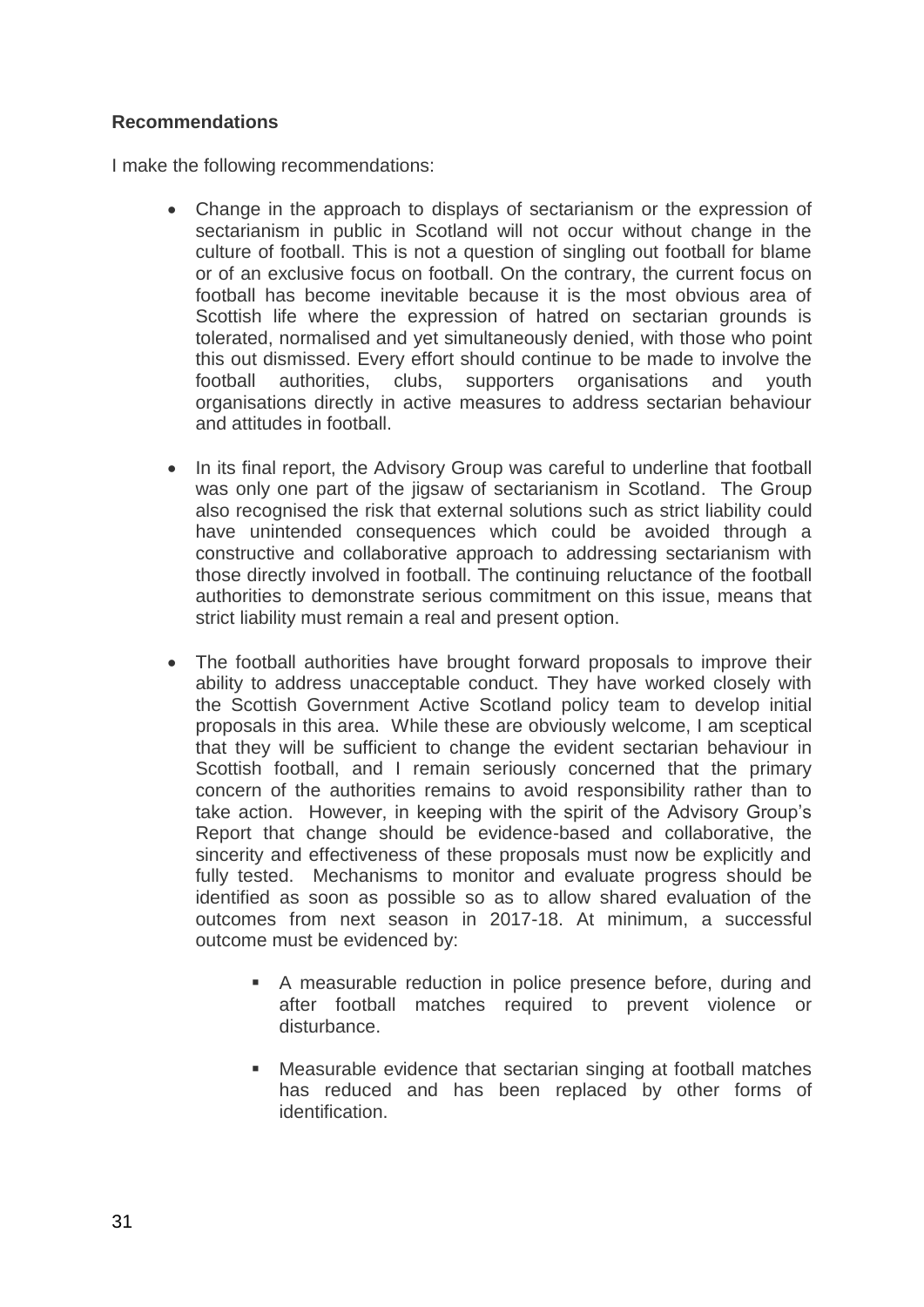**Recommendations**

I make the following recommendations:

- Change in the approach to displays of sectarianism or the expression of sectarianism in public in Scotland will not occur without change in the culture of football. This is not a question of singling out football for blame or of an exclusive focus on football. On the contrary, the current focus on football has become inevitable because it is the most obvious area of Scottish life where the expression of hatred on sectarian grounds is tolerated, normalised and yet simultaneously denied, with those who point this out dismissed. Every effort should continue to be made to involve the football authorities, clubs, supporters organisations and youth organisations directly in active measures to address sectarian behaviour and attitudes in football.

- In its final report, the Advisory Group was careful to underline that football was only one part of the jigsaw of sectarianism in Scotland. The Group also recognised the risk that external solutions such as strict liability could have unintended consequences which could be avoided through a constructive and collaborative approach to addressing sectarianism with those directly involved in football. The continuing reluctance of the football authorities to demonstrate serious commitment on this issue, means that strict liability must remain a real and present option.

- The football authorities have brought forward proposals to improve their ability to address unacceptable conduct. They have worked closely with the Scottish Government Active Scotland policy team to develop initial proposals in this area. While these are obviously welcome, I am sceptical that they will be sufficient to change the evident sectarian behaviour in Scottish football, and I remain seriously concerned that the primary concern of the authorities remains to avoid responsibility rather than to take action. However, in keeping with the spirit of the Advisory Group's Report that change should be evidence-based and collaborative, the sincerity and effectiveness of these proposals must now be explicitly and fully tested. Mechanisms to monitor and evaluate progress should be identified as soon as possible so as to allow shared evaluation of the outcomes from next season in 2017-18. At minimum, a successful outcome must be evidenced by:

  - A measurable reduction in police presence before, during and after football matches required to prevent violence or disturbance.

  - Measurable evidence that sectarian singing at football matches has reduced and has been replaced by other forms of identification.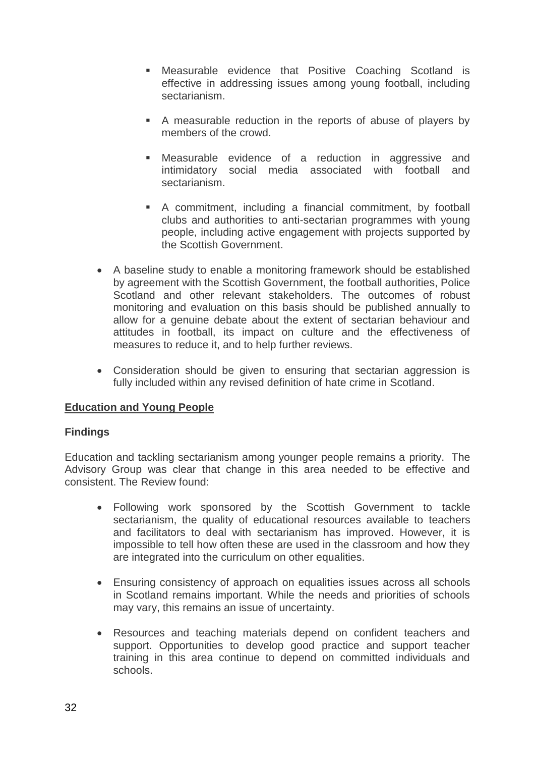- Measurable evidence that Positive Coaching Scotland is effective in addressing issues among young football, including sectarianism.

- A measurable reduction in the reports of abuse of players by members of the crowd.

- Measurable evidence of a reduction in aggressive and intimidatory social media associated with football and sectarianism.

- A commitment, including a financial commitment, by football clubs and authorities to anti-sectarian programmes with young people, including active engagement with projects supported by the Scottish Government.

- A baseline study to enable a monitoring framework should be established by agreement with the Scottish Government, the football authorities, Police Scotland and other relevant stakeholders. The outcomes of robust monitoring and evaluation on this basis should be published annually to allow for a genuine debate about the extent of sectarian behaviour and attitudes in football, its impact on culture and the effectiveness of measures to reduce it, and to help further reviews.

- Consideration should be given to ensuring that sectarian aggression is fully included within any revised definition of hate crime in Scotland.

## Education and Young People

### Findings

Education and tackling sectarianism among younger people remains a priority. The Advisory Group was clear that change in this area needed to be effective and consistent. The Review found:

- Following work sponsored by the Scottish Government to tackle sectarianism, the quality of educational resources available to teachers and facilitators to deal with sectarianism has improved. However, it is impossible to tell how often these are used in the classroom and how they are integrated into the curriculum on other equalities.

- Ensuring consistency of approach on equalities issues across all schools in Scotland remains important. While the needs and priorities of schools may vary, this remains an issue of uncertainty.

- Resources and teaching materials depend on confident teachers and support. Opportunities to develop good practice and support teacher training in this area continue to depend on committed individuals and schools.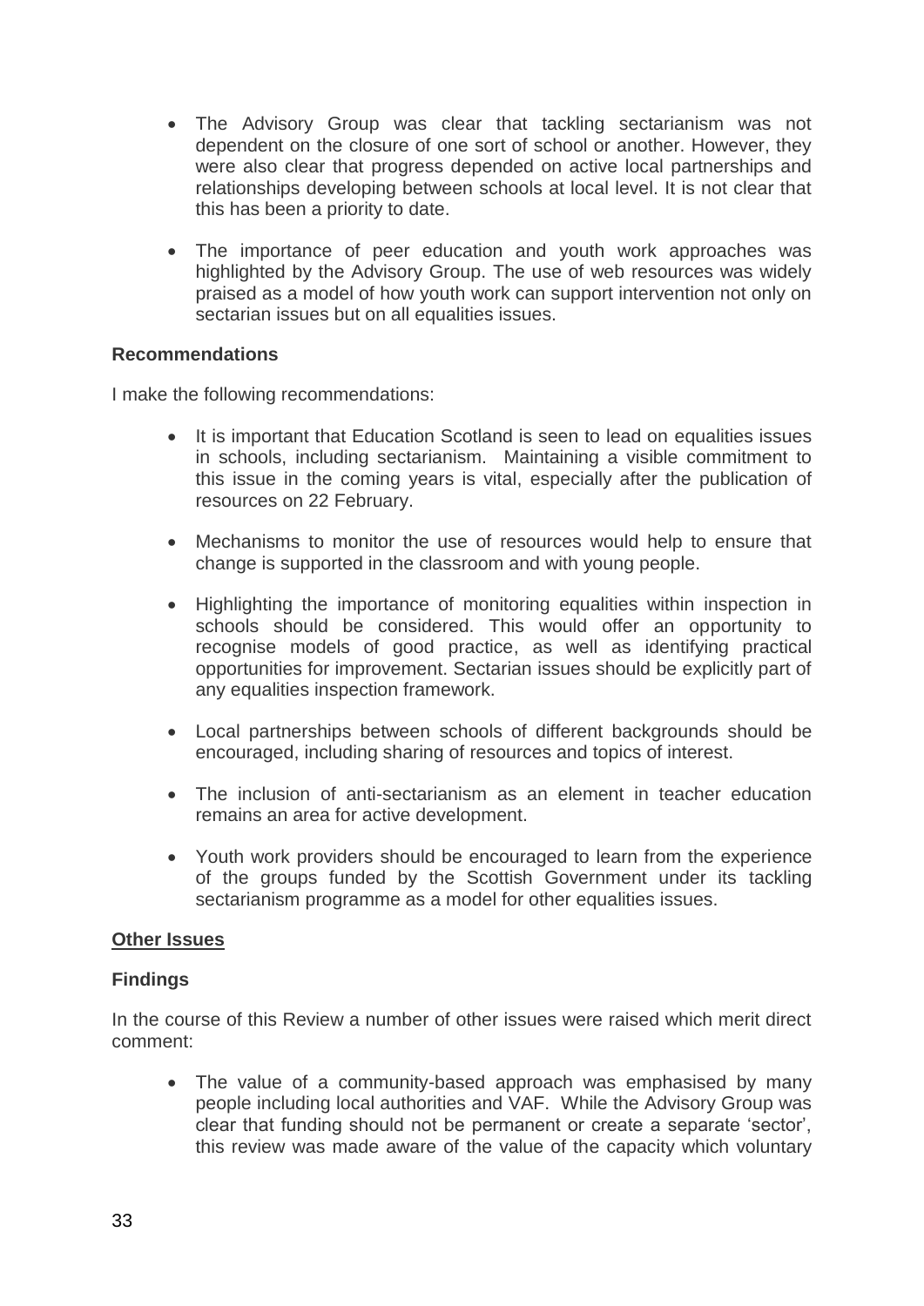- The Advisory Group was clear that tackling sectarianism was not dependent on the closure of one sort of school or another. However, they were also clear that progress depended on active local partnerships and relationships developing between schools at local level. It is not clear that this has been a priority to date.

- The importance of peer education and youth work approaches was highlighted by the Advisory Group. The use of web resources was widely praised as a model of how youth work can support intervention not only on sectarian issues but on all equalities issues.

**Recommendations**

I make the following recommendations:

- It is important that Education Scotland is seen to lead on equalities issues in schools, including sectarianism. Maintaining a visible commitment to this issue in the coming years is vital, especially after the publication of resources on 22 February.

- Mechanisms to monitor the use of resources would help to ensure that change is supported in the classroom and with young people.

- Highlighting the importance of monitoring equalities within inspection in schools should be considered. This would offer an opportunity to recognise models of good practice, as well as identifying practical opportunities for improvement. Sectarian issues should be explicitly part of any equalities inspection framework.

- Local partnerships between schools of different backgrounds should be encouraged, including sharing of resources and topics of interest.

- The inclusion of anti-sectarianism as an element in teacher education remains an area for active development.

- Youth work providers should be encouraged to learn from the experience of the groups funded by the Scottish Government under its tackling sectarianism programme as a model for other equalities issues.

**Other Issues**

**Findings**

In the course of this Review a number of other issues were raised which merit direct comment:

- The value of a community-based approach was emphasised by many people including local authorities and VAF. While the Advisory Group was clear that funding should not be permanent or create a separate 'sector', this review was made aware of the value of the capacity which voluntary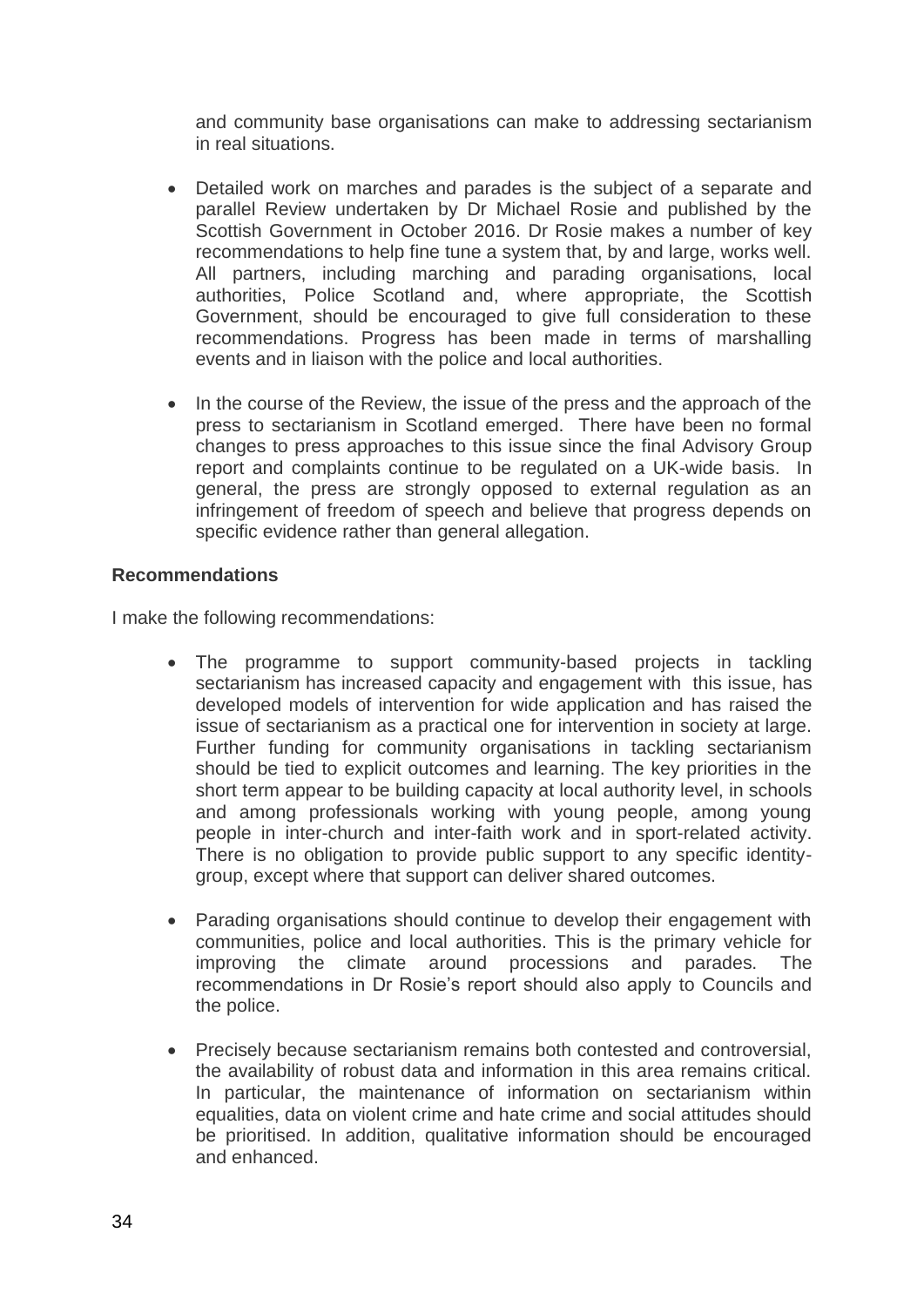and community base organisations can make to addressing sectarianism in real situations.

- Detailed work on marches and parades is the subject of a separate and parallel Review undertaken by Dr Michael Rosie and published by the Scottish Government in October 2016. Dr Rosie makes a number of key recommendations to help fine tune a system that, by and large, works well. All partners, including marching and parading organisations, local authorities, Police Scotland and, where appropriate, the Scottish Government, should be encouraged to give full consideration to these recommendations. Progress has been made in terms of marshalling events and in liaison with the police and local authorities.

- In the course of the Review, the issue of the press and the approach of the press to sectarianism in Scotland emerged. There have been no formal changes to press approaches to this issue since the final Advisory Group report and complaints continue to be regulated on a UK-wide basis. In general, the press are strongly opposed to external regulation as an infringement of freedom of speech and believe that progress depends on specific evidence rather than general allegation.

**Recommendations**

I make the following recommendations:

- The programme to support community-based projects in tackling sectarianism has increased capacity and engagement with this issue, has developed models of intervention for wide application and has raised the issue of sectarianism as a practical one for intervention in society at large. Further funding for community organisations in tackling sectarianism should be tied to explicit outcomes and learning. The key priorities in the short term appear to be building capacity at local authority level, in schools and among professionals working with young people, among young people in inter-church and inter-faith work and in sport-related activity. There is no obligation to provide public support to any specific identity-group, except where that support can deliver shared outcomes.

- Parading organisations should continue to develop their engagement with communities, police and local authorities. This is the primary vehicle for improving the climate around processions and parades. The recommendations in Dr Rosie's report should also apply to Councils and the police.

- Precisely because sectarianism remains both contested and controversial, the availability of robust data and information in this area remains critical. In particular, the maintenance of information on sectarianism within equalities, data on violent crime and hate crime and social attitudes should be prioritised. In addition, qualitative information should be encouraged and enhanced.